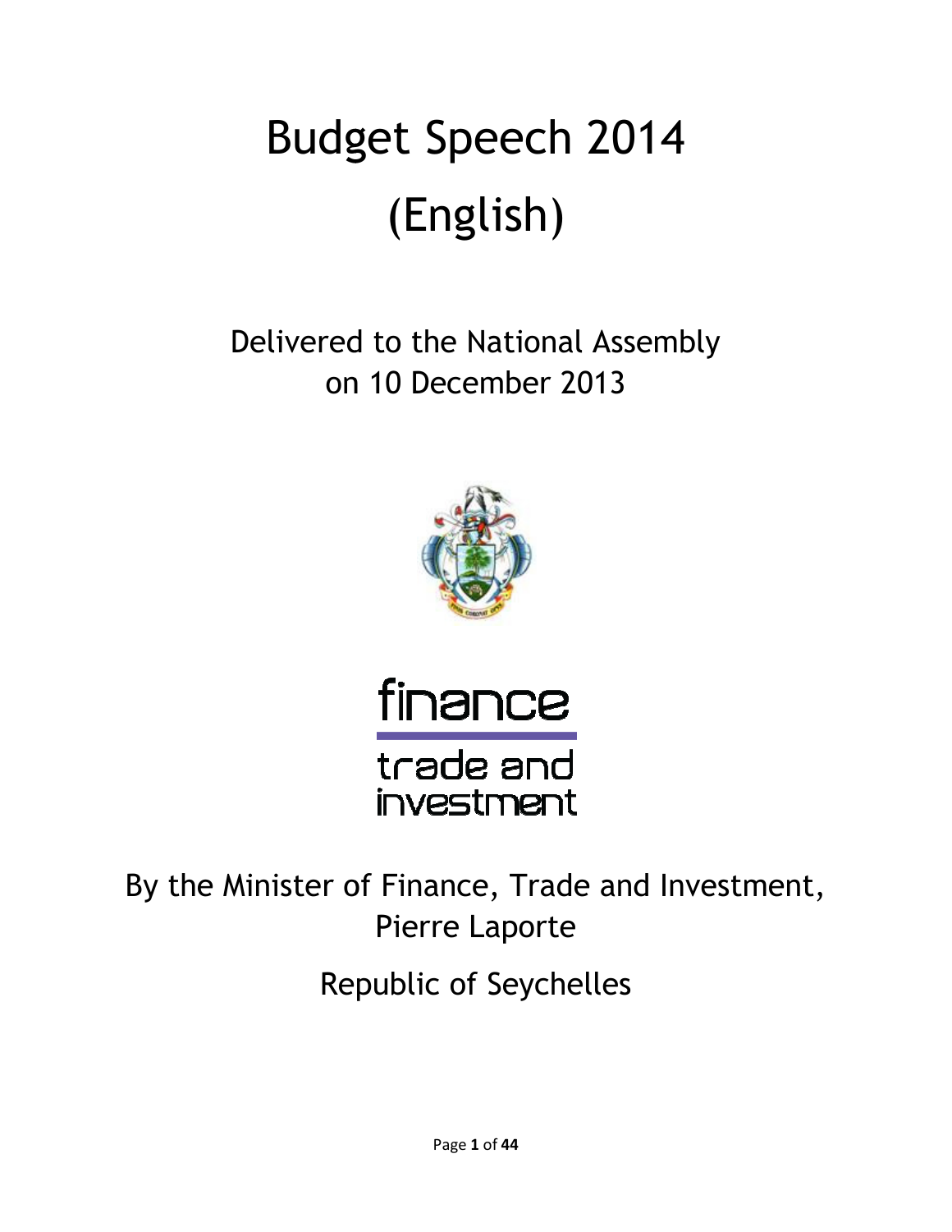# Budget Speech 2014
# (English)

Delivered to the National Assembly
on 10 December 2013

finance

trade and
investment

By the Minister of Finance, Trade and Investment,
Pierre Laporte

Republic of Seychelles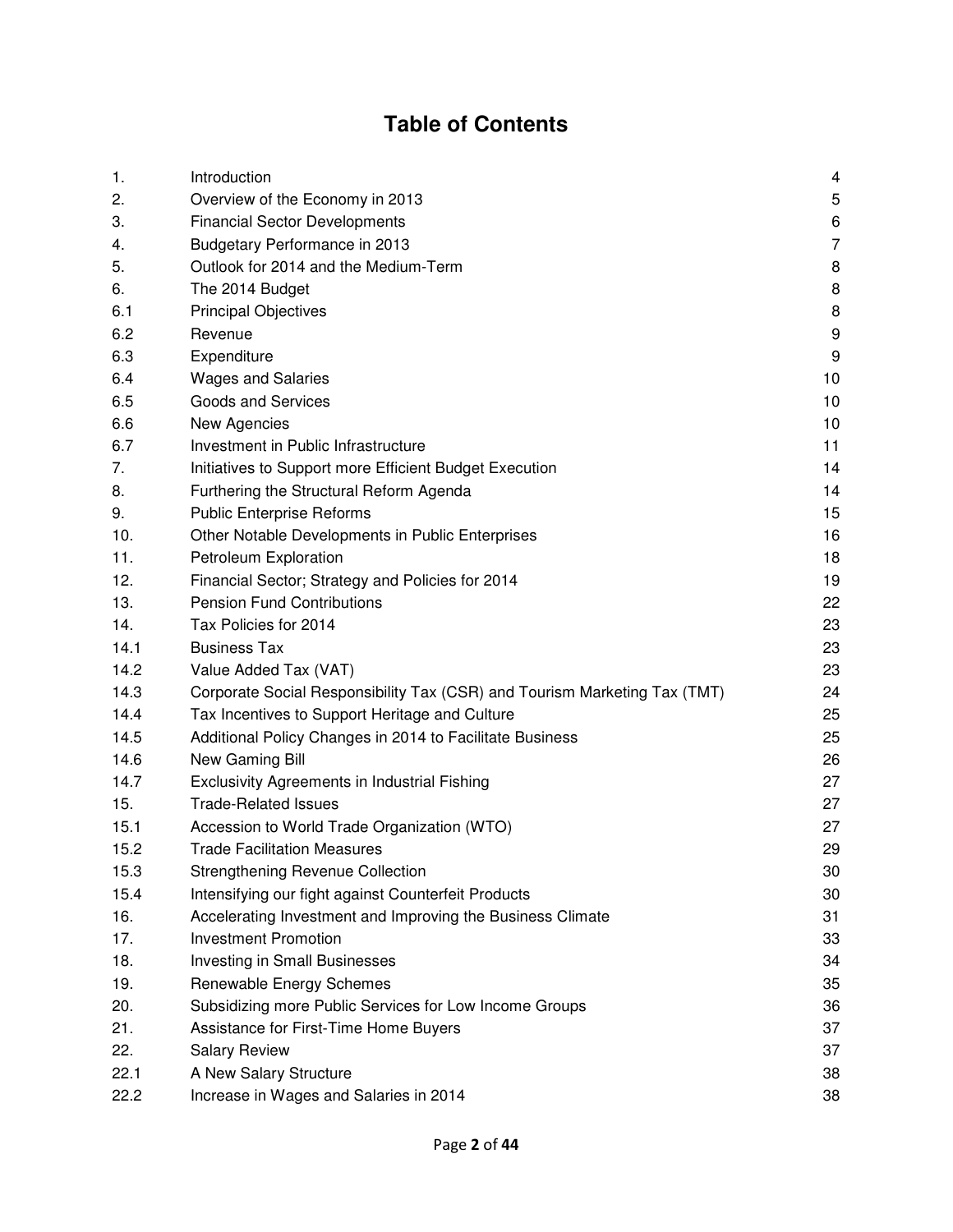# Table of Contents

| | | |
|---|---|---|
| 1. | Introduction | 4 |
| 2. | Overview of the Economy in 2013 | 5 |
| 3. | Financial Sector Developments | 6 |
| 4. | Budgetary Performance in 2013 | 7 |
| 5. | Outlook for 2014 and the Medium-Term | 8 |
| 6. | The 2014 Budget | 8 |
| 6.1 | Principal Objectives | 8 |
| 6.2 | Revenue | 9 |
| 6.3 | Expenditure | 9 |
| 6.4 | Wages and Salaries | 10 |
| 6.5 | Goods and Services | 10 |
| 6.6 | New Agencies | 10 |
| 6.7 | Investment in Public Infrastructure | 11 |
| 7. | Initiatives to Support more Efficient Budget Execution | 14 |
| 8. | Furthering the Structural Reform Agenda | 14 |
| 9. | Public Enterprise Reforms | 15 |
| 10. | Other Notable Developments in Public Enterprises | 16 |
| 11. | Petroleum Exploration | 18 |
| 12. | Financial Sector; Strategy and Policies for 2014 | 19 |
| 13. | Pension Fund Contributions | 22 |
| 14. | Tax Policies for 2014 | 23 |
| 14.1 | Business Tax | 23 |
| 14.2 | Value Added Tax (VAT) | 23 |
| 14.3 | Corporate Social Responsibility Tax (CSR) and Tourism Marketing Tax (TMT) | 24 |
| 14.4 | Tax Incentives to Support Heritage and Culture | 25 |
| 14.5 | Additional Policy Changes in 2014 to Facilitate Business | 25 |
| 14.6 | New Gaming Bill | 26 |
| 14.7 | Exclusivity Agreements in Industrial Fishing | 27 |
| 15. | Trade-Related Issues | 27 |
| 15.1 | Accession to World Trade Organization (WTO) | 27 |
| 15.2 | Trade Facilitation Measures | 29 |
| 15.3 | Strengthening Revenue Collection | 30 |
| 15.4 | Intensifying our fight against Counterfeit Products | 30 |
| 16. | Accelerating Investment and Improving the Business Climate | 31 |
| 17. | Investment Promotion | 33 |
| 18. | Investing in Small Businesses | 34 |
| 19. | Renewable Energy Schemes | 35 |
| 20. | Subsidizing more Public Services for Low Income Groups | 36 |
| 21. | Assistance for First-Time Home Buyers | 37 |
| 22. | Salary Review | 37 |
| 22.1 | A New Salary Structure | 38 |
| 22.2 | Increase in Wages and Salaries in 2014 | 38 |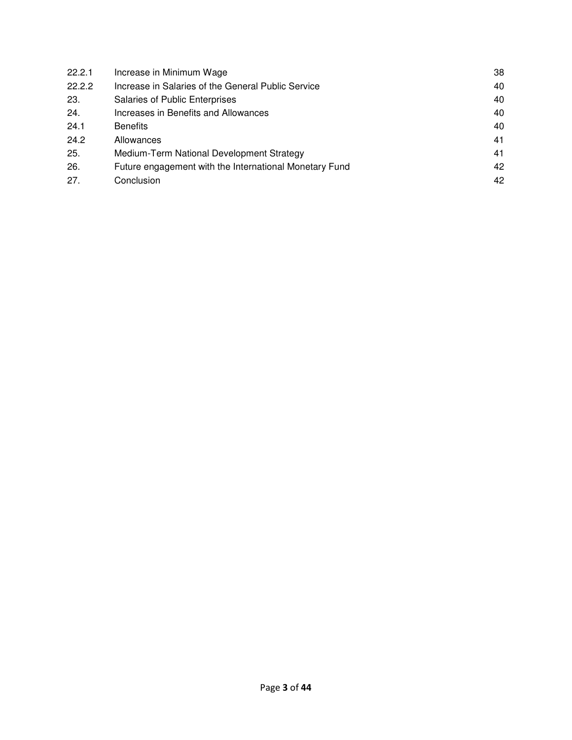| | | |
|---|---|---|
| 22.2.1 | Increase in Minimum Wage | 38 |
| 22.2.2 | Increase in Salaries of the General Public Service | 40 |
| 23. | Salaries of Public Enterprises | 40 |
| 24. | Increases in Benefits and Allowances | 40 |
| 24.1 | Benefits | 40 |
| 24.2 | Allowances | 41 |
| 25. | Medium-Term National Development Strategy | 41 |
| 26. | Future engagement with the International Monetary Fund | 42 |
| 27. | Conclusion | 42 |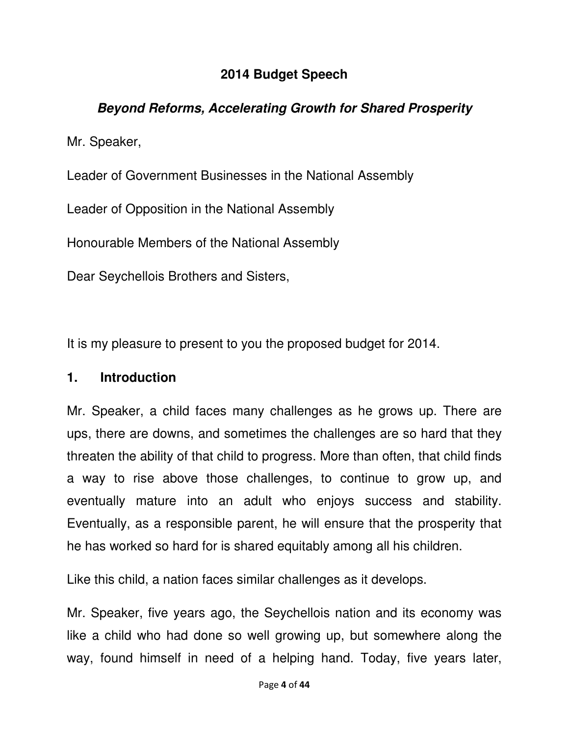# 2014 Budget Speech

## *Beyond Reforms, Accelerating Growth for Shared Prosperity*

Mr. Speaker,

Leader of Government Businesses in the National Assembly

Leader of Opposition in the National Assembly

Honourable Members of the National Assembly

Dear Seychellois Brothers and Sisters,

It is my pleasure to present to you the proposed budget for 2014.

## 1. Introduction

Mr. Speaker, a child faces many challenges as he grows up. There are ups, there are downs, and sometimes the challenges are so hard that they threaten the ability of that child to progress. More than often, that child finds a way to rise above those challenges, to continue to grow up, and eventually mature into an adult who enjoys success and stability. Eventually, as a responsible parent, he will ensure that the prosperity that he has worked so hard for is shared equitably among all his children.

Like this child, a nation faces similar challenges as it develops.

Mr. Speaker, five years ago, the Seychellois nation and its economy was like a child who had done so well growing up, but somewhere along the way, found himself in need of a helping hand. Today, five years later,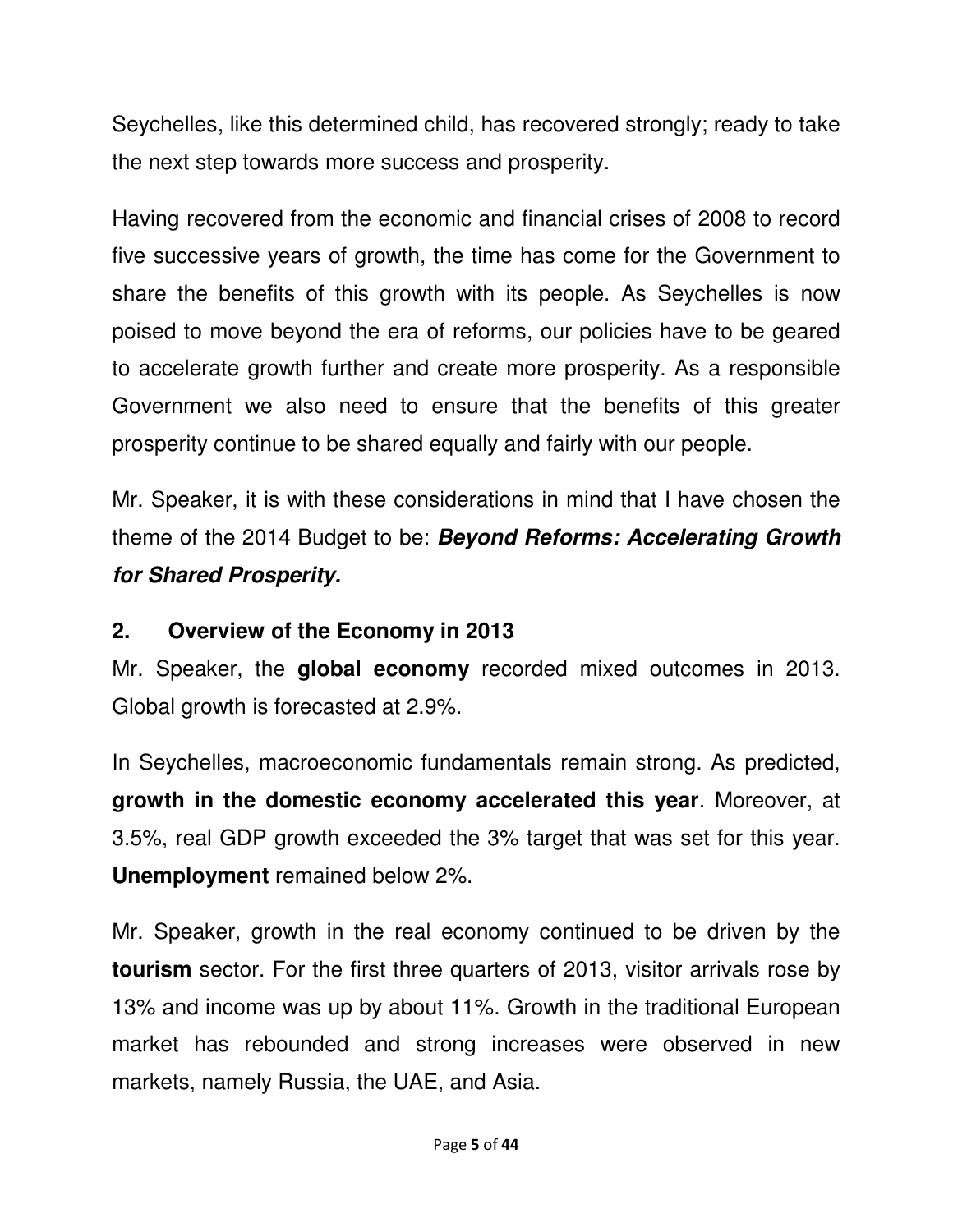Seychelles, like this determined child, has recovered strongly; ready to take the next step towards more success and prosperity.

Having recovered from the economic and financial crises of 2008 to record five successive years of growth, the time has come for the Government to share the benefits of this growth with its people. As Seychelles is now poised to move beyond the era of reforms, our policies have to be geared to accelerate growth further and create more prosperity. As a responsible Government we also need to ensure that the benefits of this greater prosperity continue to be shared equally and fairly with our people.

Mr. Speaker, it is with these considerations in mind that I have chosen the theme of the 2014 Budget to be: ***Beyond Reforms: Accelerating Growth for Shared Prosperity.***

## 2. Overview of the Economy in 2013

Mr. Speaker, the **global economy** recorded mixed outcomes in 2013. Global growth is forecasted at 2.9%.

In Seychelles, macroeconomic fundamentals remain strong. As predicted, **growth in the domestic economy accelerated this year**. Moreover, at 3.5%, real GDP growth exceeded the 3% target that was set for this year. **Unemployment** remained below 2%.

Mr. Speaker, growth in the real economy continued to be driven by the **tourism** sector. For the first three quarters of 2013, visitor arrivals rose by 13% and income was up by about 11%. Growth in the traditional European market has rebounded and strong increases were observed in new markets, namely Russia, the UAE, and Asia.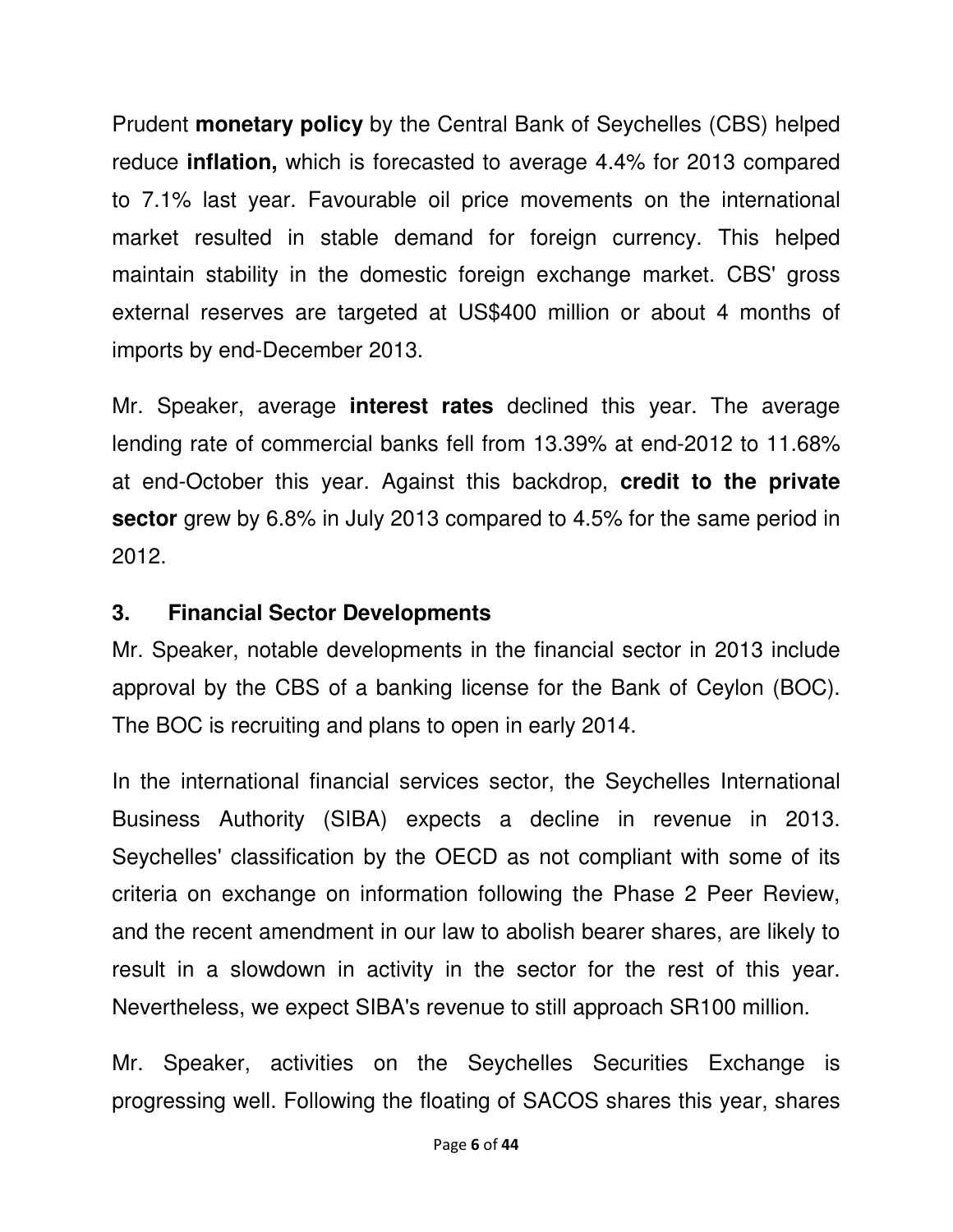Prudent **monetary policy** by the Central Bank of Seychelles (CBS) helped reduce **inflation,** which is forecasted to average 4.4% for 2013 compared to 7.1% last year. Favourable oil price movements on the international market resulted in stable demand for foreign currency. This helped maintain stability in the domestic foreign exchange market. CBS' gross external reserves are targeted at US$400 million or about 4 months of imports by end-December 2013.

Mr. Speaker, average **interest rates** declined this year. The average lending rate of commercial banks fell from 13.39% at end-2012 to 11.68% at end-October this year. Against this backdrop, **credit to the private sector** grew by 6.8% in July 2013 compared to 4.5% for the same period in 2012.

### 3. Financial Sector Developments

Mr. Speaker, notable developments in the financial sector in 2013 include approval by the CBS of a banking license for the Bank of Ceylon (BOC). The BOC is recruiting and plans to open in early 2014.

In the international financial services sector, the Seychelles International Business Authority (SIBA) expects a decline in revenue in 2013. Seychelles' classification by the OECD as not compliant with some of its criteria on exchange on information following the Phase 2 Peer Review, and the recent amendment in our law to abolish bearer shares, are likely to result in a slowdown in activity in the sector for the rest of this year. Nevertheless, we expect SIBA's revenue to still approach SR100 million.

Mr. Speaker, activities on the Seychelles Securities Exchange is progressing well. Following the floating of SACOS shares this year, shares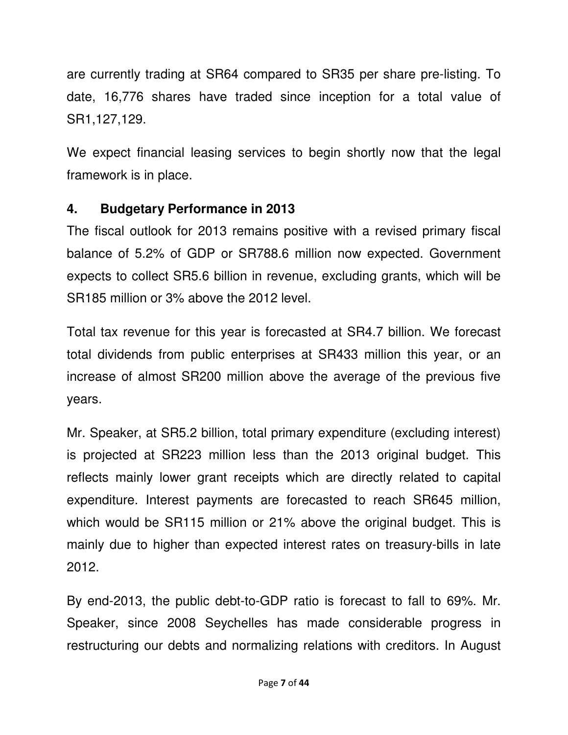are currently trading at SR64 compared to SR35 per share pre-listing. To date, 16,776 shares have traded since inception for a total value of SR1,127,129.

We expect financial leasing services to begin shortly now that the legal framework is in place.

## 4. Budgetary Performance in 2013

The fiscal outlook for 2013 remains positive with a revised primary fiscal balance of 5.2% of GDP or SR788.6 million now expected. Government expects to collect SR5.6 billion in revenue, excluding grants, which will be SR185 million or 3% above the 2012 level.

Total tax revenue for this year is forecasted at SR4.7 billion. We forecast total dividends from public enterprises at SR433 million this year, or an increase of almost SR200 million above the average of the previous five years.

Mr. Speaker, at SR5.2 billion, total primary expenditure (excluding interest) is projected at SR223 million less than the 2013 original budget. This reflects mainly lower grant receipts which are directly related to capital expenditure. Interest payments are forecasted to reach SR645 million, which would be SR115 million or 21% above the original budget. This is mainly due to higher than expected interest rates on treasury-bills in late 2012.

By end-2013, the public debt-to-GDP ratio is forecast to fall to 69%. Mr. Speaker, since 2008 Seychelles has made considerable progress in restructuring our debts and normalizing relations with creditors. In August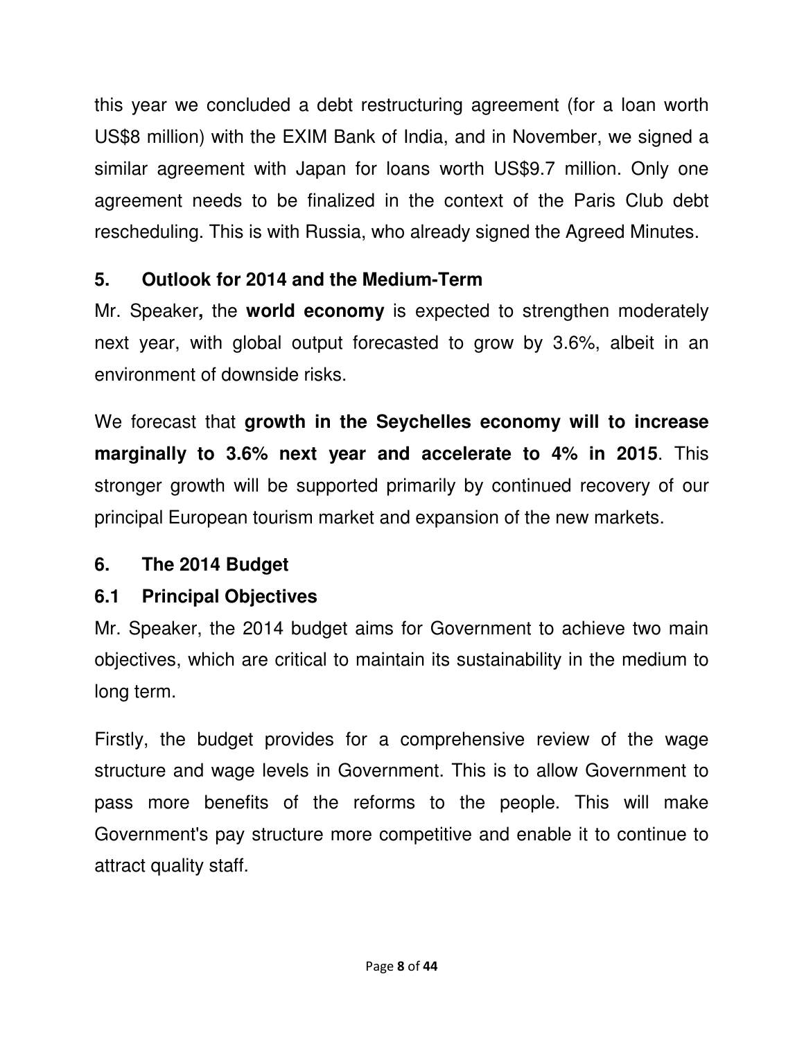this year we concluded a debt restructuring agreement (for a loan worth US$8 million) with the EXIM Bank of India, and in November, we signed a similar agreement with Japan for loans worth US$9.7 million. Only one agreement needs to be finalized in the context of the Paris Club debt rescheduling. This is with Russia, who already signed the Agreed Minutes.

## 5. Outlook for 2014 and the Medium-Term

Mr. Speaker**,** the **world economy** is expected to strengthen moderately next year, with global output forecasted to grow by 3.6%, albeit in an environment of downside risks.

We forecast that **growth in the Seychelles economy will to increase marginally to 3.6% next year and accelerate to 4% in 2015**. This stronger growth will be supported primarily by continued recovery of our principal European tourism market and expansion of the new markets.

## 6. The 2014 Budget

### 6.1 Principal Objectives

Mr. Speaker, the 2014 budget aims for Government to achieve two main objectives, which are critical to maintain its sustainability in the medium to long term.

Firstly, the budget provides for a comprehensive review of the wage structure and wage levels in Government. This is to allow Government to pass more benefits of the reforms to the people. This will make Government's pay structure more competitive and enable it to continue to attract quality staff.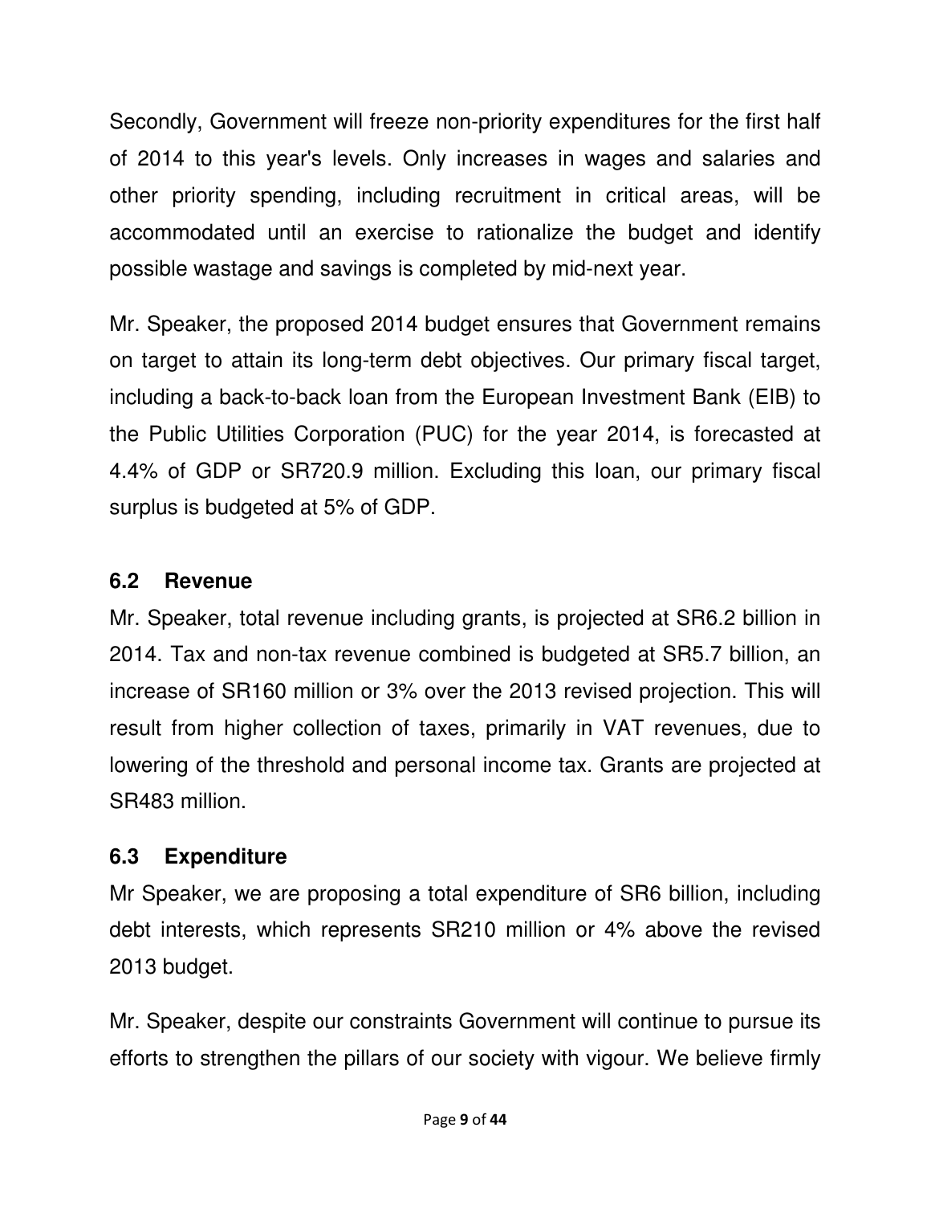Secondly, Government will freeze non-priority expenditures for the first half of 2014 to this year's levels. Only increases in wages and salaries and other priority spending, including recruitment in critical areas, will be accommodated until an exercise to rationalize the budget and identify possible wastage and savings is completed by mid-next year.

Mr. Speaker, the proposed 2014 budget ensures that Government remains on target to attain its long-term debt objectives. Our primary fiscal target, including a back-to-back loan from the European Investment Bank (EIB) to the Public Utilities Corporation (PUC) for the year 2014, is forecasted at 4.4% of GDP or SR720.9 million. Excluding this loan, our primary fiscal surplus is budgeted at 5% of GDP.

### 6.2 Revenue

Mr. Speaker, total revenue including grants, is projected at SR6.2 billion in 2014. Tax and non-tax revenue combined is budgeted at SR5.7 billion, an increase of SR160 million or 3% over the 2013 revised projection. This will result from higher collection of taxes, primarily in VAT revenues, due to lowering of the threshold and personal income tax. Grants are projected at SR483 million.

### 6.3 Expenditure

Mr Speaker, we are proposing a total expenditure of SR6 billion, including debt interests, which represents SR210 million or 4% above the revised 2013 budget.

Mr. Speaker, despite our constraints Government will continue to pursue its efforts to strengthen the pillars of our society with vigour. We believe firmly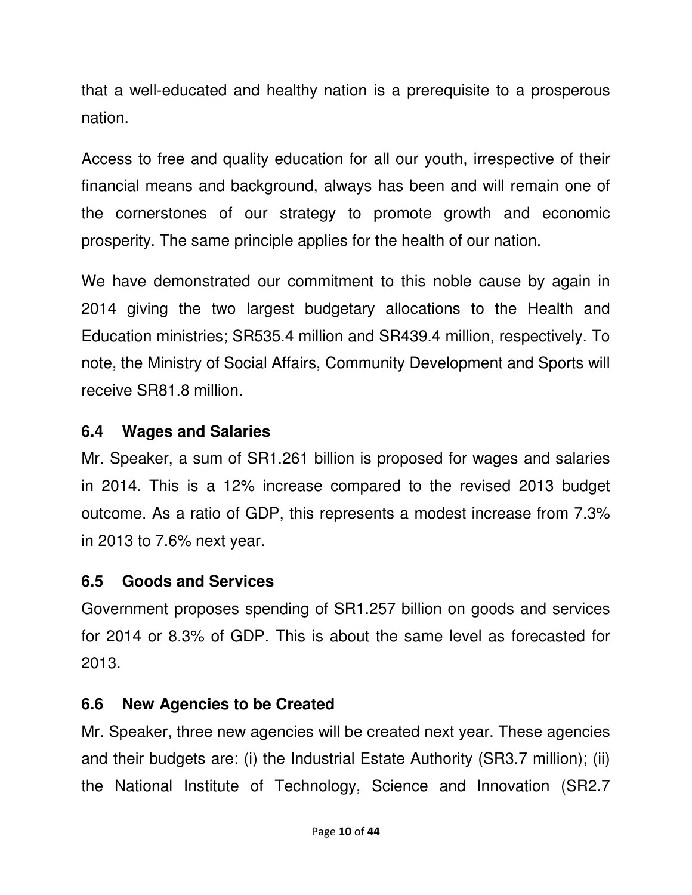that a well-educated and healthy nation is a prerequisite to a prosperous nation.

Access to free and quality education for all our youth, irrespective of their financial means and background, always has been and will remain one of the cornerstones of our strategy to promote growth and economic prosperity. The same principle applies for the health of our nation.

We have demonstrated our commitment to this noble cause by again in 2014 giving the two largest budgetary allocations to the Health and Education ministries; SR535.4 million and SR439.4 million, respectively. To note, the Ministry of Social Affairs, Community Development and Sports will receive SR81.8 million.

### 6.4 Wages and Salaries

Mr. Speaker, a sum of SR1.261 billion is proposed for wages and salaries in 2014. This is a 12% increase compared to the revised 2013 budget outcome. As a ratio of GDP, this represents a modest increase from 7.3% in 2013 to 7.6% next year.

### 6.5 Goods and Services

Government proposes spending of SR1.257 billion on goods and services for 2014 or 8.3% of GDP. This is about the same level as forecasted for 2013.

### 6.6 New Agencies to be Created

Mr. Speaker, three new agencies will be created next year. These agencies and their budgets are: (i) the Industrial Estate Authority (SR3.7 million); (ii) the National Institute of Technology, Science and Innovation (SR2.7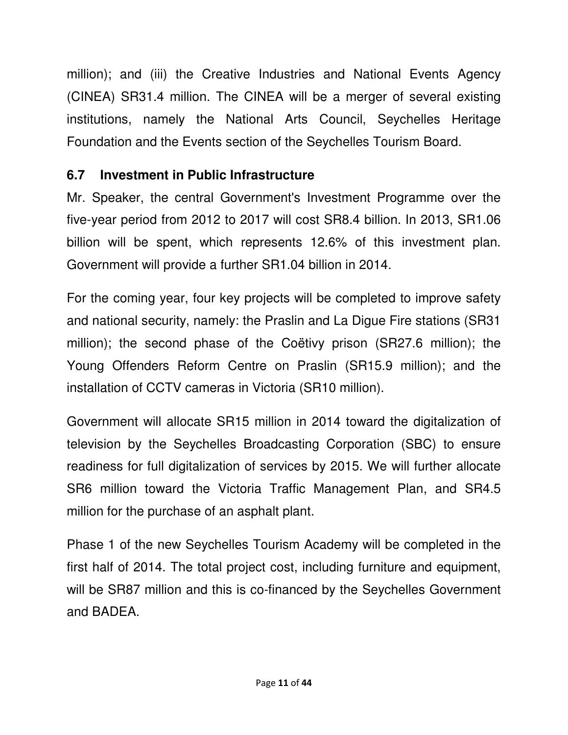million); and (iii) the Creative Industries and National Events Agency (CINEA) SR31.4 million. The CINEA will be a merger of several existing institutions, namely the National Arts Council, Seychelles Heritage Foundation and the Events section of the Seychelles Tourism Board.

### 6.7 Investment in Public Infrastructure

Mr. Speaker, the central Government's Investment Programme over the five-year period from 2012 to 2017 will cost SR8.4 billion. In 2013, SR1.06 billion will be spent, which represents 12.6% of this investment plan. Government will provide a further SR1.04 billion in 2014.

For the coming year, four key projects will be completed to improve safety and national security, namely: the Praslin and La Digue Fire stations (SR31 million); the second phase of the Coëtivy prison (SR27.6 million); the Young Offenders Reform Centre on Praslin (SR15.9 million); and the installation of CCTV cameras in Victoria (SR10 million).

Government will allocate SR15 million in 2014 toward the digitalization of television by the Seychelles Broadcasting Corporation (SBC) to ensure readiness for full digitalization of services by 2015. We will further allocate SR6 million toward the Victoria Traffic Management Plan, and SR4.5 million for the purchase of an asphalt plant.

Phase 1 of the new Seychelles Tourism Academy will be completed in the first half of 2014. The total project cost, including furniture and equipment, will be SR87 million and this is co-financed by the Seychelles Government and BADEA.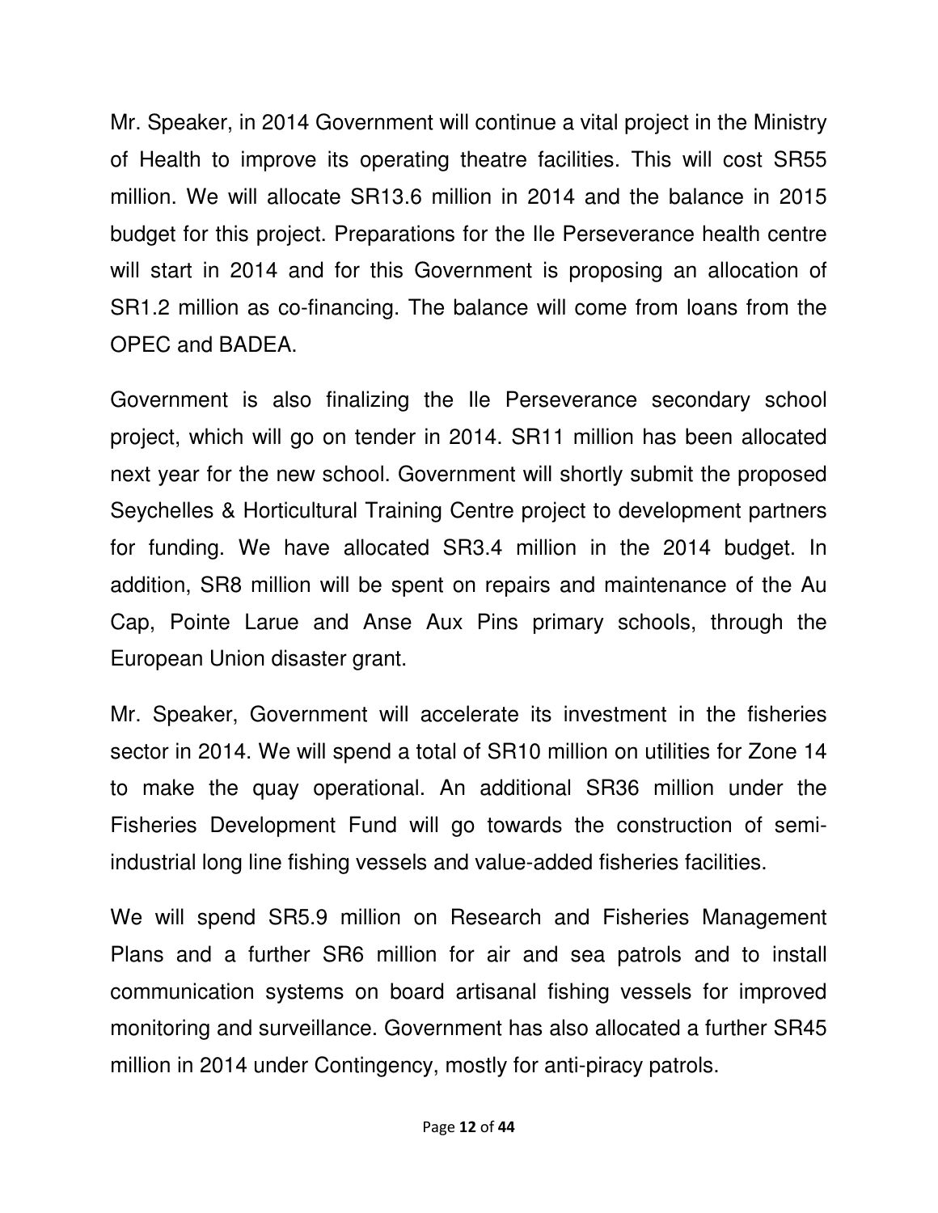Mr. Speaker, in 2014 Government will continue a vital project in the Ministry of Health to improve its operating theatre facilities. This will cost SR55 million. We will allocate SR13.6 million in 2014 and the balance in 2015 budget for this project. Preparations for the Ile Perseverance health centre will start in 2014 and for this Government is proposing an allocation of SR1.2 million as co-financing. The balance will come from loans from the OPEC and BADEA.

Government is also finalizing the Ile Perseverance secondary school project, which will go on tender in 2014. SR11 million has been allocated next year for the new school. Government will shortly submit the proposed Seychelles & Horticultural Training Centre project to development partners for funding. We have allocated SR3.4 million in the 2014 budget. In addition, SR8 million will be spent on repairs and maintenance of the Au Cap, Pointe Larue and Anse Aux Pins primary schools, through the European Union disaster grant.

Mr. Speaker, Government will accelerate its investment in the fisheries sector in 2014. We will spend a total of SR10 million on utilities for Zone 14 to make the quay operational. An additional SR36 million under the Fisheries Development Fund will go towards the construction of semi-industrial long line fishing vessels and value-added fisheries facilities.

We will spend SR5.9 million on Research and Fisheries Management Plans and a further SR6 million for air and sea patrols and to install communication systems on board artisanal fishing vessels for improved monitoring and surveillance. Government has also allocated a further SR45 million in 2014 under Contingency, mostly for anti-piracy patrols.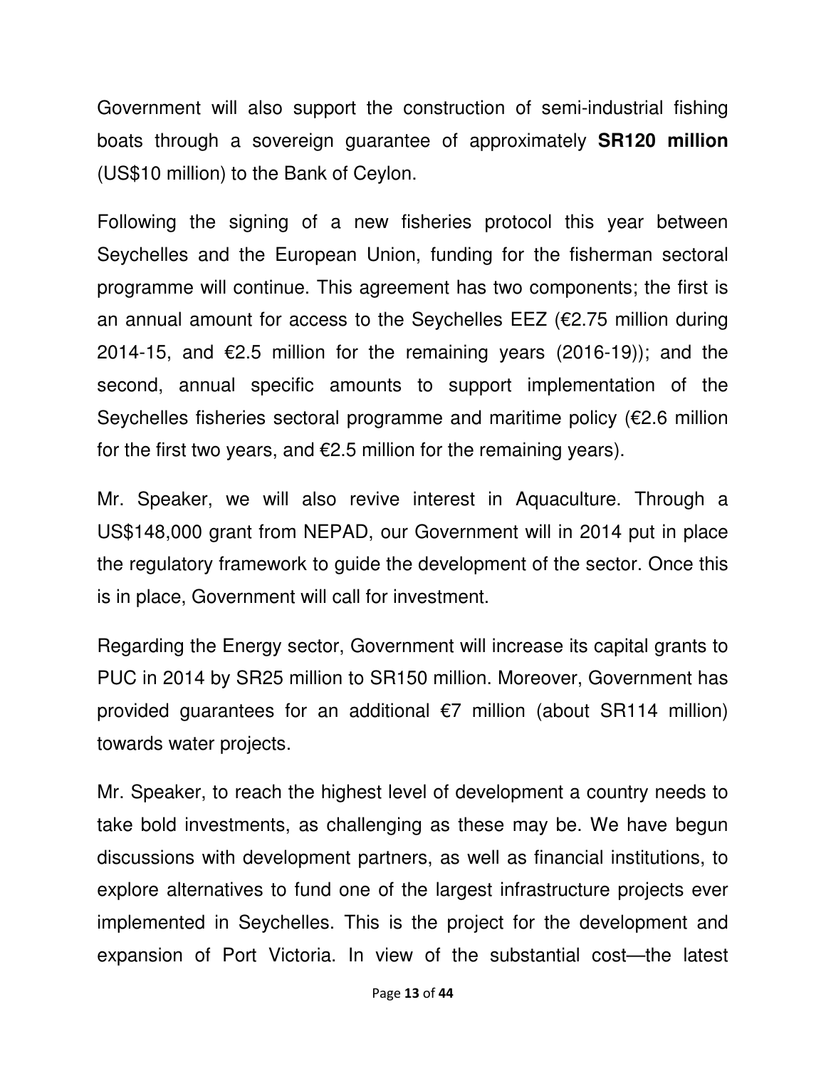Government will also support the construction of semi-industrial fishing boats through a sovereign guarantee of approximately **SR120 million** (US$10 million) to the Bank of Ceylon.

Following the signing of a new fisheries protocol this year between Seychelles and the European Union, funding for the fisherman sectoral programme will continue. This agreement has two components; the first is an annual amount for access to the Seychelles EEZ (€2.75 million during 2014-15, and €2.5 million for the remaining years (2016-19)); and the second, annual specific amounts to support implementation of the Seychelles fisheries sectoral programme and maritime policy (€2.6 million for the first two years, and €2.5 million for the remaining years).

Mr. Speaker, we will also revive interest in Aquaculture. Through a US$148,000 grant from NEPAD, our Government will in 2014 put in place the regulatory framework to guide the development of the sector. Once this is in place, Government will call for investment.

Regarding the Energy sector, Government will increase its capital grants to PUC in 2014 by SR25 million to SR150 million. Moreover, Government has provided guarantees for an additional €7 million (about SR114 million) towards water projects.

Mr. Speaker, to reach the highest level of development a country needs to take bold investments, as challenging as these may be. We have begun discussions with development partners, as well as financial institutions, to explore alternatives to fund one of the largest infrastructure projects ever implemented in Seychelles. This is the project for the development and expansion of Port Victoria. In view of the substantial cost—the latest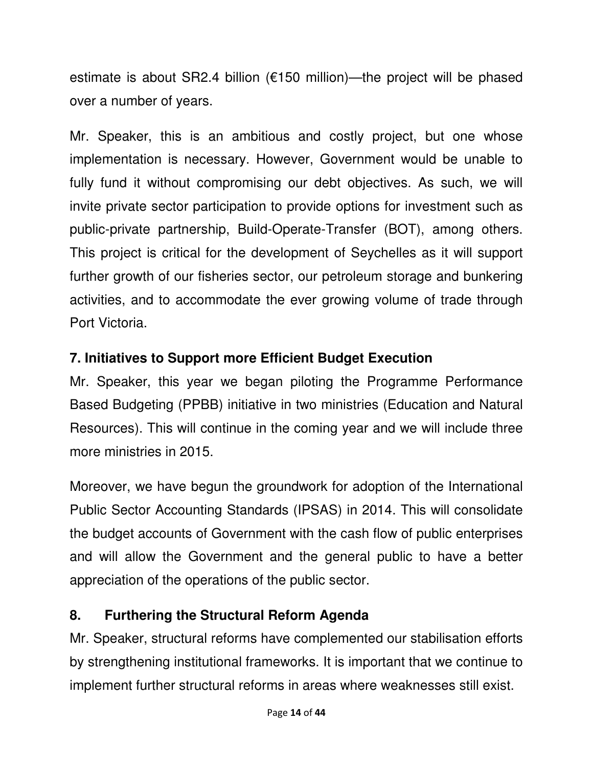estimate is about SR2.4 billion (€150 million)—the project will be phased over a number of years.

Mr. Speaker, this is an ambitious and costly project, but one whose implementation is necessary. However, Government would be unable to fully fund it without compromising our debt objectives. As such, we will invite private sector participation to provide options for investment such as public-private partnership, Build-Operate-Transfer (BOT), among others. This project is critical for the development of Seychelles as it will support further growth of our fisheries sector, our petroleum storage and bunkering activities, and to accommodate the ever growing volume of trade through Port Victoria.

## 7. Initiatives to Support more Efficient Budget Execution

Mr. Speaker, this year we began piloting the Programme Performance Based Budgeting (PPBB) initiative in two ministries (Education and Natural Resources). This will continue in the coming year and we will include three more ministries in 2015.

Moreover, we have begun the groundwork for adoption of the International Public Sector Accounting Standards (IPSAS) in 2014. This will consolidate the budget accounts of Government with the cash flow of public enterprises and will allow the Government and the general public to have a better appreciation of the operations of the public sector.

## 8. Furthering the Structural Reform Agenda

Mr. Speaker, structural reforms have complemented our stabilisation efforts by strengthening institutional frameworks. It is important that we continue to implement further structural reforms in areas where weaknesses still exist.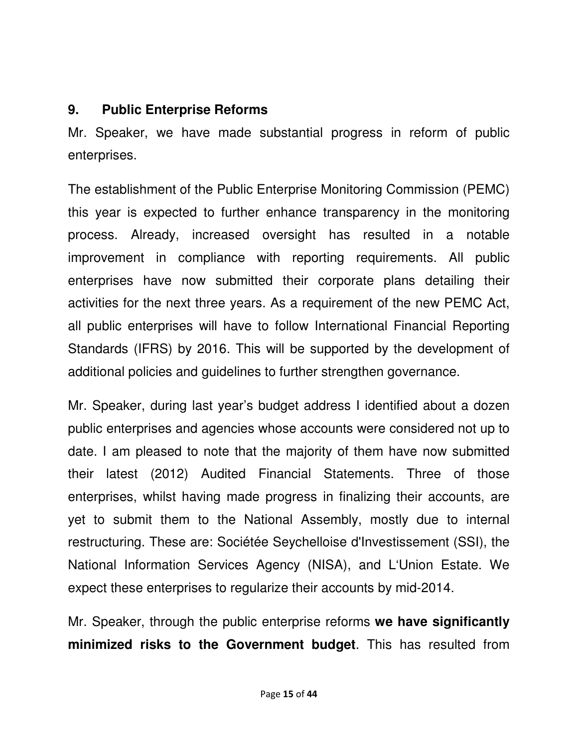## 9. Public Enterprise Reforms

Mr. Speaker, we have made substantial progress in reform of public enterprises.

The establishment of the Public Enterprise Monitoring Commission (PEMC) this year is expected to further enhance transparency in the monitoring process. Already, increased oversight has resulted in a notable improvement in compliance with reporting requirements. All public enterprises have now submitted their corporate plans detailing their activities for the next three years. As a requirement of the new PEMC Act, all public enterprises will have to follow International Financial Reporting Standards (IFRS) by 2016. This will be supported by the development of additional policies and guidelines to further strengthen governance.

Mr. Speaker, during last year's budget address I identified about a dozen public enterprises and agencies whose accounts were considered not up to date. I am pleased to note that the majority of them have now submitted their latest (2012) Audited Financial Statements. Three of those enterprises, whilst having made progress in finalizing their accounts, are yet to submit them to the National Assembly, mostly due to internal restructuring. These are: Sociétée Seychelloise d'Investissement (SSI), the National Information Services Agency (NISA), and L'Union Estate. We expect these enterprises to regularize their accounts by mid-2014.

Mr. Speaker, through the public enterprise reforms **we have significantly minimized risks to the Government budget**. This has resulted from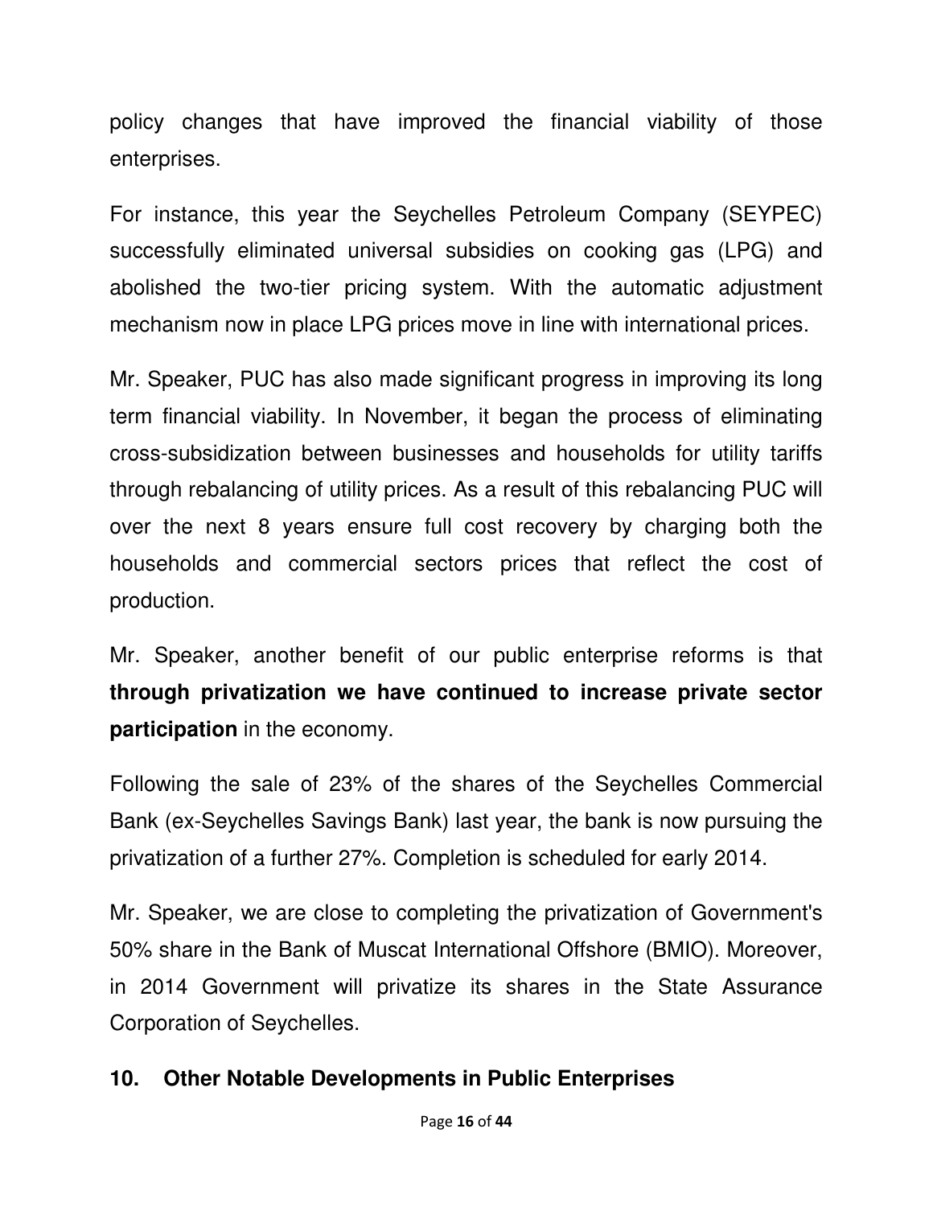policy changes that have improved the financial viability of those enterprises.

For instance, this year the Seychelles Petroleum Company (SEYPEC) successfully eliminated universal subsidies on cooking gas (LPG) and abolished the two-tier pricing system. With the automatic adjustment mechanism now in place LPG prices move in line with international prices.

Mr. Speaker, PUC has also made significant progress in improving its long term financial viability. In November, it began the process of eliminating cross-subsidization between businesses and households for utility tariffs through rebalancing of utility prices. As a result of this rebalancing PUC will over the next 8 years ensure full cost recovery by charging both the households and commercial sectors prices that reflect the cost of production.

Mr. Speaker, another benefit of our public enterprise reforms is that **through privatization we have continued to increase private sector participation** in the economy.

Following the sale of 23% of the shares of the Seychelles Commercial Bank (ex-Seychelles Savings Bank) last year, the bank is now pursuing the privatization of a further 27%. Completion is scheduled for early 2014.

Mr. Speaker, we are close to completing the privatization of Government's 50% share in the Bank of Muscat International Offshore (BMIO). Moreover, in 2014 Government will privatize its shares in the State Assurance Corporation of Seychelles.

## 10. Other Notable Developments in Public Enterprises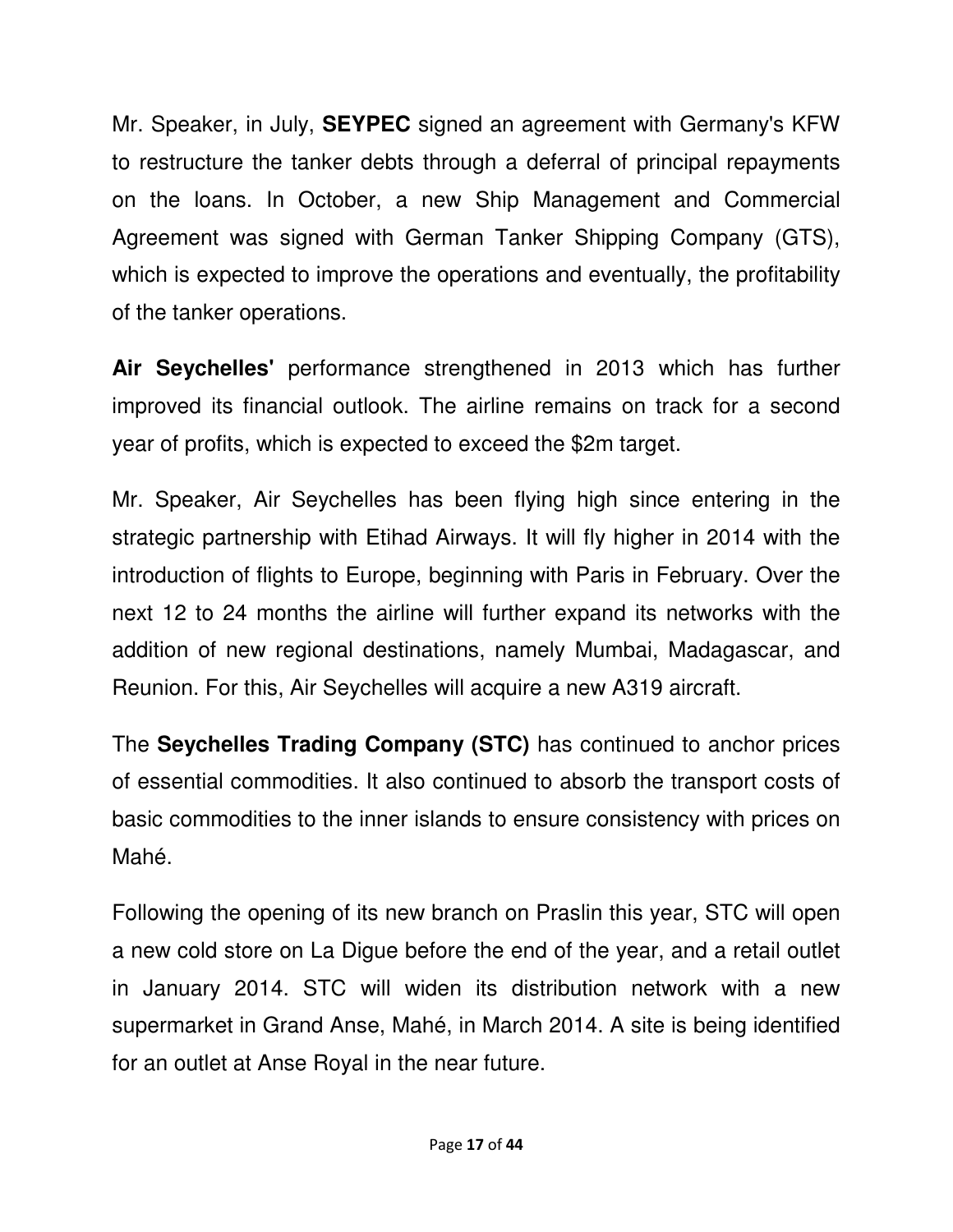Mr. Speaker, in July, **SEYPEC** signed an agreement with Germany's KFW to restructure the tanker debts through a deferral of principal repayments on the loans. In October, a new Ship Management and Commercial Agreement was signed with German Tanker Shipping Company (GTS), which is expected to improve the operations and eventually, the profitability of the tanker operations.

**Air Seychelles'** performance strengthened in 2013 which has further improved its financial outlook. The airline remains on track for a second year of profits, which is expected to exceed the $2m target.

Mr. Speaker, Air Seychelles has been flying high since entering in the strategic partnership with Etihad Airways. It will fly higher in 2014 with the introduction of flights to Europe, beginning with Paris in February. Over the next 12 to 24 months the airline will further expand its networks with the addition of new regional destinations, namely Mumbai, Madagascar, and Reunion. For this, Air Seychelles will acquire a new A319 aircraft.

The **Seychelles Trading Company (STC)** has continued to anchor prices of essential commodities. It also continued to absorb the transport costs of basic commodities to the inner islands to ensure consistency with prices on Mahé.

Following the opening of its new branch on Praslin this year, STC will open a new cold store on La Digue before the end of the year, and a retail outlet in January 2014. STC will widen its distribution network with a new supermarket in Grand Anse, Mahé, in March 2014. A site is being identified for an outlet at Anse Royal in the near future.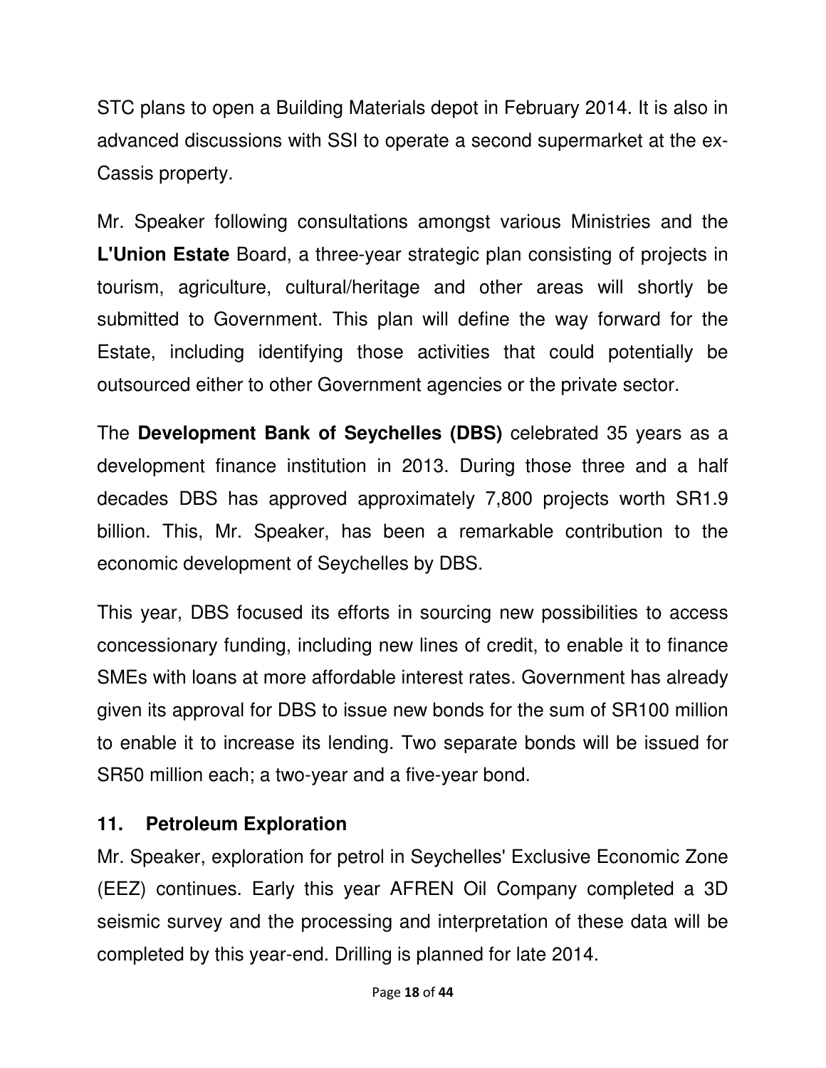STC plans to open a Building Materials depot in February 2014. It is also in advanced discussions with SSI to operate a second supermarket at the ex-Cassis property.

Mr. Speaker following consultations amongst various Ministries and the **L'Union Estate** Board, a three-year strategic plan consisting of projects in tourism, agriculture, cultural/heritage and other areas will shortly be submitted to Government. This plan will define the way forward for the Estate, including identifying those activities that could potentially be outsourced either to other Government agencies or the private sector.

The **Development Bank of Seychelles (DBS)** celebrated 35 years as a development finance institution in 2013. During those three and a half decades DBS has approved approximately 7,800 projects worth SR1.9 billion. This, Mr. Speaker, has been a remarkable contribution to the economic development of Seychelles by DBS.

This year, DBS focused its efforts in sourcing new possibilities to access concessionary funding, including new lines of credit, to enable it to finance SMEs with loans at more affordable interest rates. Government has already given its approval for DBS to issue new bonds for the sum of SR100 million to enable it to increase its lending. Two separate bonds will be issued for SR50 million each; a two-year and a five-year bond.

## 11. Petroleum Exploration

Mr. Speaker, exploration for petrol in Seychelles' Exclusive Economic Zone (EEZ) continues. Early this year AFREN Oil Company completed a 3D seismic survey and the processing and interpretation of these data will be completed by this year-end. Drilling is planned for late 2014.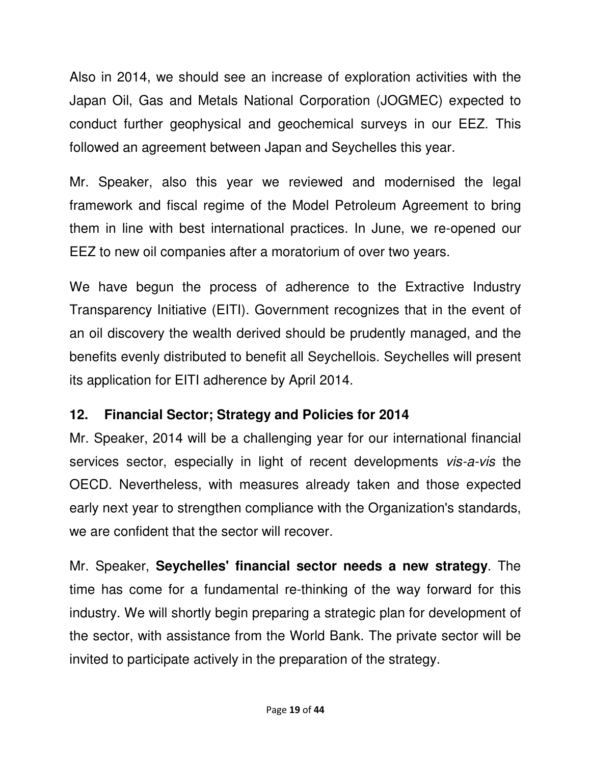Also in 2014, we should see an increase of exploration activities with the Japan Oil, Gas and Metals National Corporation (JOGMEC) expected to conduct further geophysical and geochemical surveys in our EEZ. This followed an agreement between Japan and Seychelles this year.

Mr. Speaker, also this year we reviewed and modernised the legal framework and fiscal regime of the Model Petroleum Agreement to bring them in line with best international practices. In June, we re-opened our EEZ to new oil companies after a moratorium of over two years.

We have begun the process of adherence to the Extractive Industry Transparency Initiative (EITI). Government recognizes that in the event of an oil discovery the wealth derived should be prudently managed, and the benefits evenly distributed to benefit all Seychellois. Seychelles will present its application for EITI adherence by April 2014.

## 12. Financial Sector; Strategy and Policies for 2014

Mr. Speaker, 2014 will be a challenging year for our international financial services sector, especially in light of recent developments *vis-a-vis* the OECD. Nevertheless, with measures already taken and those expected early next year to strengthen compliance with the Organization's standards, we are confident that the sector will recover.

Mr. Speaker, **Seychelles' financial sector needs a new strategy**. The time has come for a fundamental re-thinking of the way forward for this industry. We will shortly begin preparing a strategic plan for development of the sector, with assistance from the World Bank. The private sector will be invited to participate actively in the preparation of the strategy.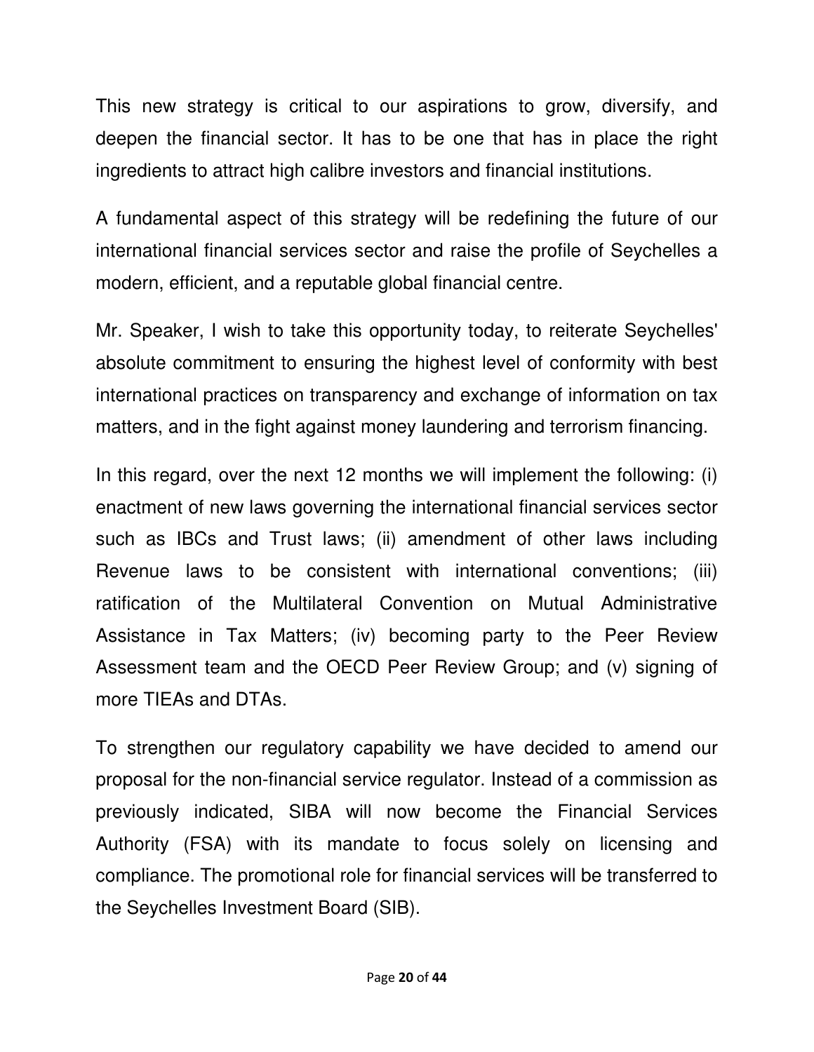This new strategy is critical to our aspirations to grow, diversify, and deepen the financial sector. It has to be one that has in place the right ingredients to attract high calibre investors and financial institutions.

A fundamental aspect of this strategy will be redefining the future of our international financial services sector and raise the profile of Seychelles a modern, efficient, and a reputable global financial centre.

Mr. Speaker, I wish to take this opportunity today, to reiterate Seychelles' absolute commitment to ensuring the highest level of conformity with best international practices on transparency and exchange of information on tax matters, and in the fight against money laundering and terrorism financing.

In this regard, over the next 12 months we will implement the following: (i) enactment of new laws governing the international financial services sector such as IBCs and Trust laws; (ii) amendment of other laws including Revenue laws to be consistent with international conventions; (iii) ratification of the Multilateral Convention on Mutual Administrative Assistance in Tax Matters; (iv) becoming party to the Peer Review Assessment team and the OECD Peer Review Group; and (v) signing of more TIEAs and DTAs.

To strengthen our regulatory capability we have decided to amend our proposal for the non-financial service regulator. Instead of a commission as previously indicated, SIBA will now become the Financial Services Authority (FSA) with its mandate to focus solely on licensing and compliance. The promotional role for financial services will be transferred to the Seychelles Investment Board (SIB).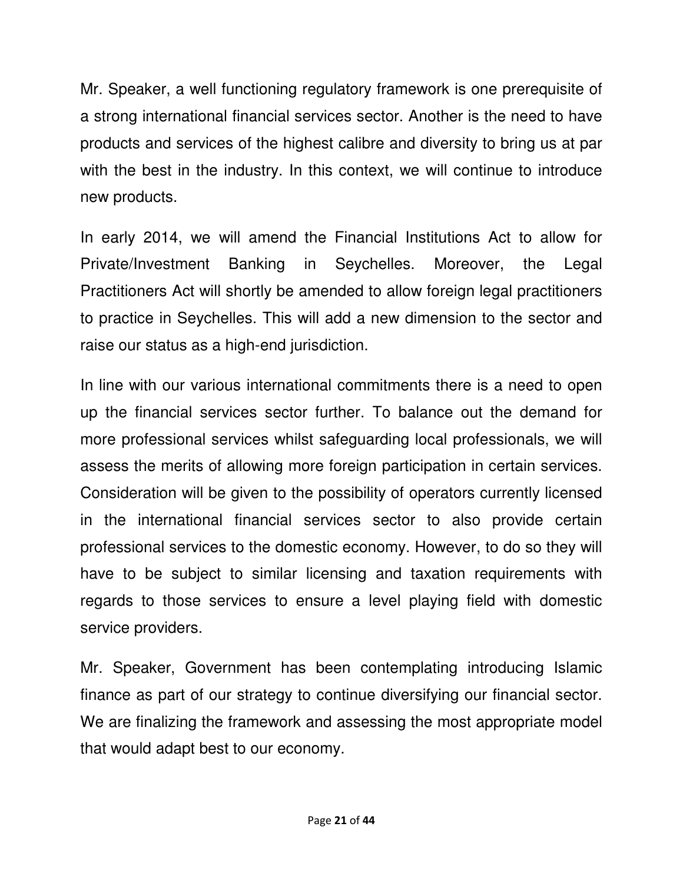Mr. Speaker, a well functioning regulatory framework is one prerequisite of a strong international financial services sector. Another is the need to have products and services of the highest calibre and diversity to bring us at par with the best in the industry. In this context, we will continue to introduce new products.

In early 2014, we will amend the Financial Institutions Act to allow for Private/Investment Banking in Seychelles. Moreover, the Legal Practitioners Act will shortly be amended to allow foreign legal practitioners to practice in Seychelles. This will add a new dimension to the sector and raise our status as a high-end jurisdiction.

In line with our various international commitments there is a need to open up the financial services sector further. To balance out the demand for more professional services whilst safeguarding local professionals, we will assess the merits of allowing more foreign participation in certain services. Consideration will be given to the possibility of operators currently licensed in the international financial services sector to also provide certain professional services to the domestic economy. However, to do so they will have to be subject to similar licensing and taxation requirements with regards to those services to ensure a level playing field with domestic service providers.

Mr. Speaker, Government has been contemplating introducing Islamic finance as part of our strategy to continue diversifying our financial sector. We are finalizing the framework and assessing the most appropriate model that would adapt best to our economy.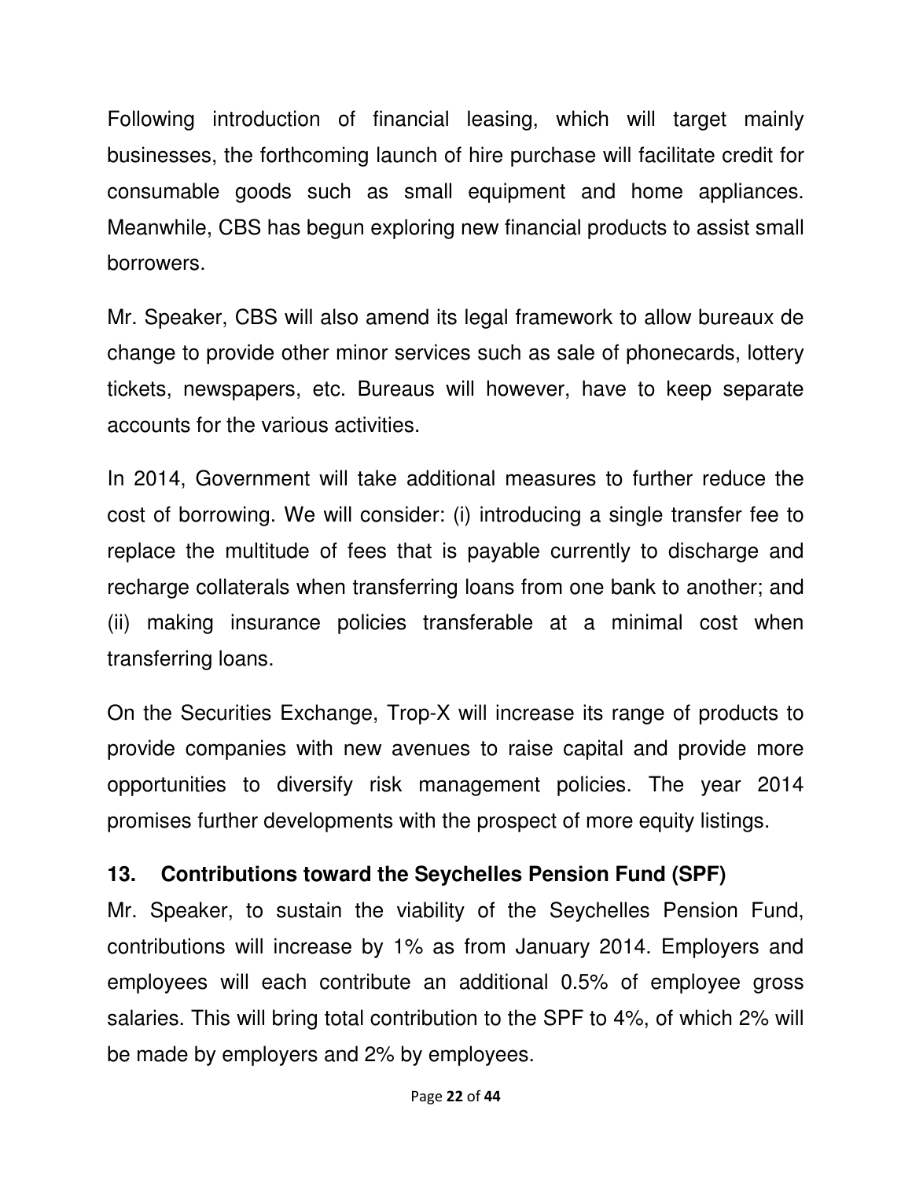Following introduction of financial leasing, which will target mainly businesses, the forthcoming launch of hire purchase will facilitate credit for consumable goods such as small equipment and home appliances. Meanwhile, CBS has begun exploring new financial products to assist small borrowers.

Mr. Speaker, CBS will also amend its legal framework to allow bureaux de change to provide other minor services such as sale of phonecards, lottery tickets, newspapers, etc. Bureaus will however, have to keep separate accounts for the various activities.

In 2014, Government will take additional measures to further reduce the cost of borrowing. We will consider: (i) introducing a single transfer fee to replace the multitude of fees that is payable currently to discharge and recharge collaterals when transferring loans from one bank to another; and (ii) making insurance policies transferable at a minimal cost when transferring loans.

On the Securities Exchange, Trop-X will increase its range of products to provide companies with new avenues to raise capital and provide more opportunities to diversify risk management policies. The year 2014 promises further developments with the prospect of more equity listings.

## 13. Contributions toward the Seychelles Pension Fund (SPF)

Mr. Speaker, to sustain the viability of the Seychelles Pension Fund, contributions will increase by 1% as from January 2014. Employers and employees will each contribute an additional 0.5% of employee gross salaries. This will bring total contribution to the SPF to 4%, of which 2% will be made by employers and 2% by employees.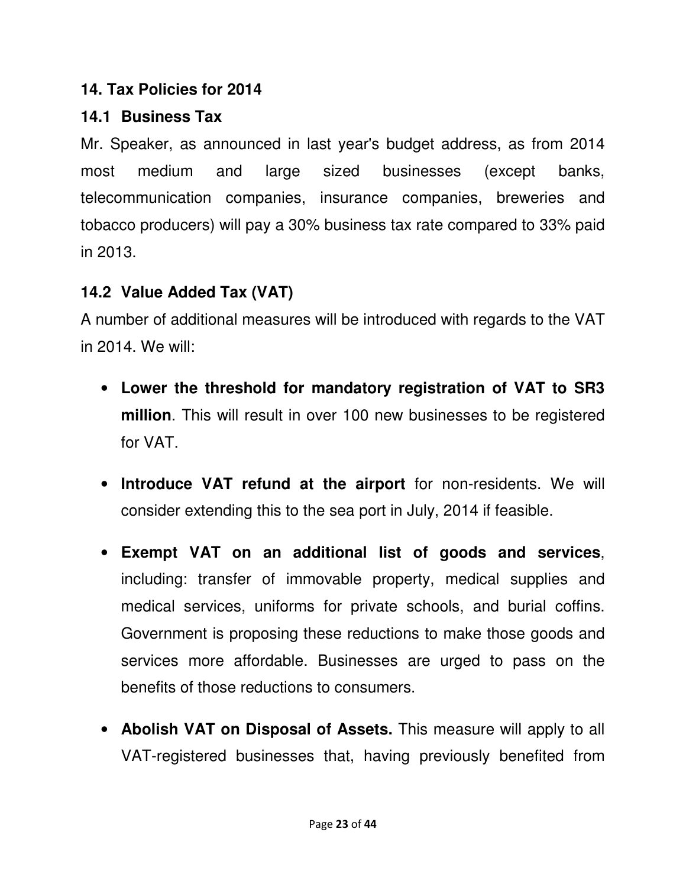## 14. Tax Policies for 2014

### 14.1 Business Tax

Mr. Speaker, as announced in last year's budget address, as from 2014 most medium and large sized businesses (except banks, telecommunication companies, insurance companies, breweries and tobacco producers) will pay a 30% business tax rate compared to 33% paid in 2013.

### 14.2 Value Added Tax (VAT)

A number of additional measures will be introduced with regards to the VAT in 2014. We will:

- **Lower the threshold for mandatory registration of VAT to SR3 million**. This will result in over 100 new businesses to be registered for VAT.
- **Introduce VAT refund at the airport** for non-residents. We will consider extending this to the sea port in July, 2014 if feasible.
- **Exempt VAT on an additional list of goods and services**, including: transfer of immovable property, medical supplies and medical services, uniforms for private schools, and burial coffins. Government is proposing these reductions to make those goods and services more affordable. Businesses are urged to pass on the benefits of those reductions to consumers.
- **Abolish VAT on Disposal of Assets.** This measure will apply to all VAT-registered businesses that, having previously benefited from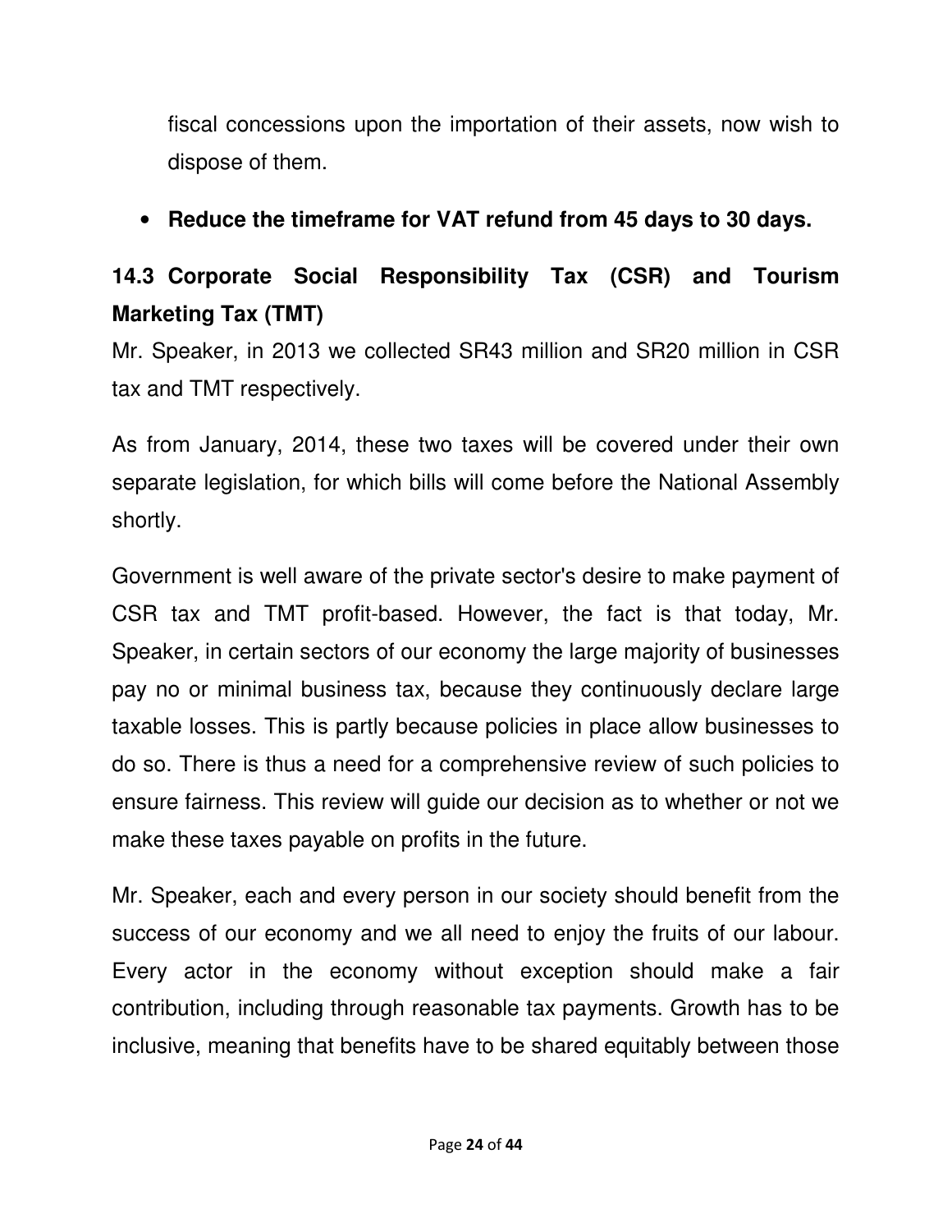fiscal concessions upon the importation of their assets, now wish to dispose of them.

- **Reduce the timeframe for VAT refund from 45 days to 30 days.**

### 14.3 Corporate Social Responsibility Tax (CSR) and Tourism Marketing Tax (TMT)

Mr. Speaker, in 2013 we collected SR43 million and SR20 million in CSR tax and TMT respectively.

As from January, 2014, these two taxes will be covered under their own separate legislation, for which bills will come before the National Assembly shortly.

Government is well aware of the private sector's desire to make payment of CSR tax and TMT profit-based. However, the fact is that today, Mr. Speaker, in certain sectors of our economy the large majority of businesses pay no or minimal business tax, because they continuously declare large taxable losses. This is partly because policies in place allow businesses to do so. There is thus a need for a comprehensive review of such policies to ensure fairness. This review will guide our decision as to whether or not we make these taxes payable on profits in the future.

Mr. Speaker, each and every person in our society should benefit from the success of our economy and we all need to enjoy the fruits of our labour. Every actor in the economy without exception should make a fair contribution, including through reasonable tax payments. Growth has to be inclusive, meaning that benefits have to be shared equitably between those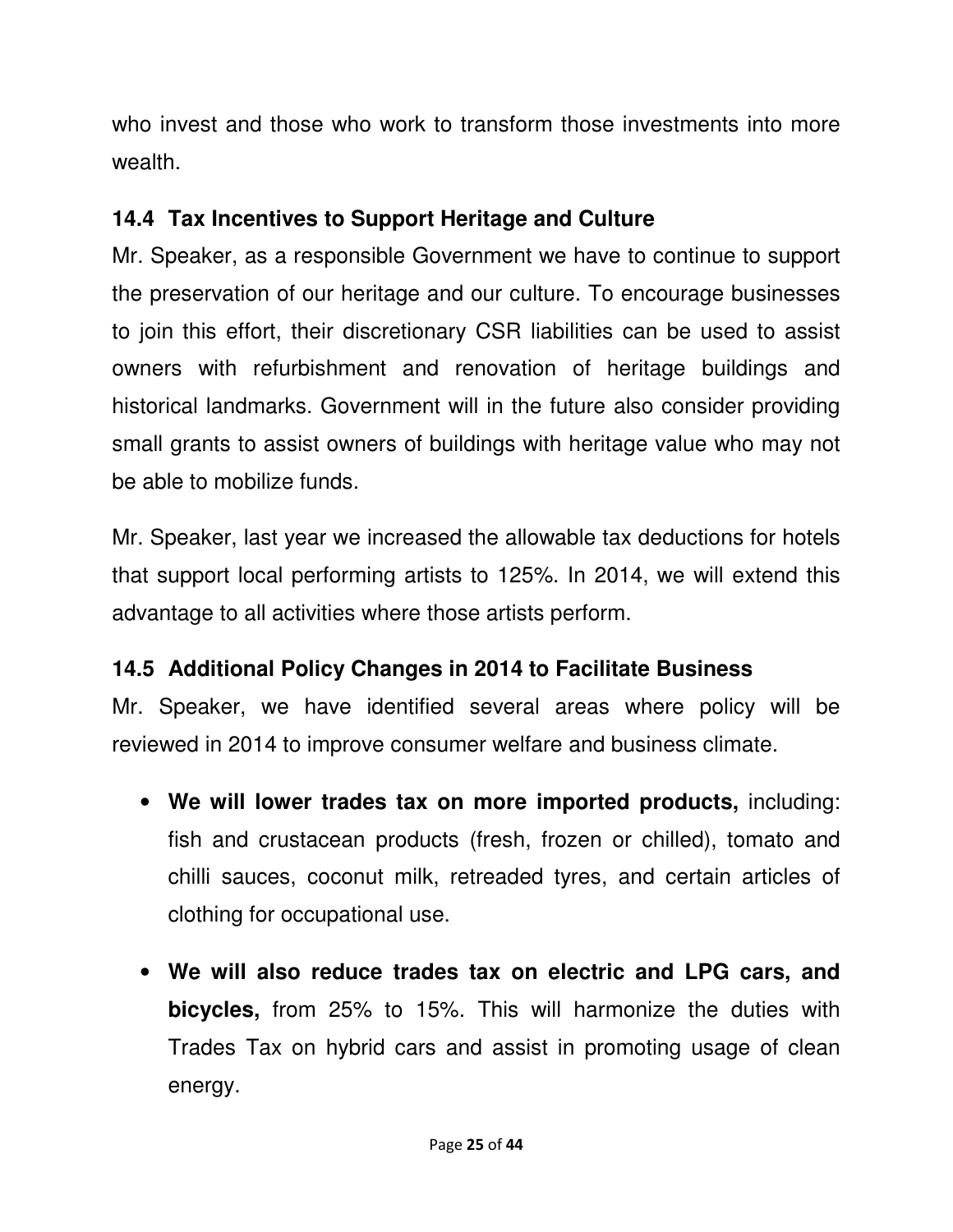who invest and those who work to transform those investments into more wealth.

### 14.4 Tax Incentives to Support Heritage and Culture

Mr. Speaker, as a responsible Government we have to continue to support the preservation of our heritage and our culture. To encourage businesses to join this effort, their discretionary CSR liabilities can be used to assist owners with refurbishment and renovation of heritage buildings and historical landmarks. Government will in the future also consider providing small grants to assist owners of buildings with heritage value who may not be able to mobilize funds.

Mr. Speaker, last year we increased the allowable tax deductions for hotels that support local performing artists to 125%. In 2014, we will extend this advantage to all activities where those artists perform.

### 14.5 Additional Policy Changes in 2014 to Facilitate Business

Mr. Speaker, we have identified several areas where policy will be reviewed in 2014 to improve consumer welfare and business climate.

- **We will lower trades tax on more imported products,** including: fish and crustacean products (fresh, frozen or chilled), tomato and chilli sauces, coconut milk, retreaded tyres, and certain articles of clothing for occupational use.

- **We will also reduce trades tax on electric and LPG cars, and bicycles,** from 25% to 15%. This will harmonize the duties with Trades Tax on hybrid cars and assist in promoting usage of clean energy.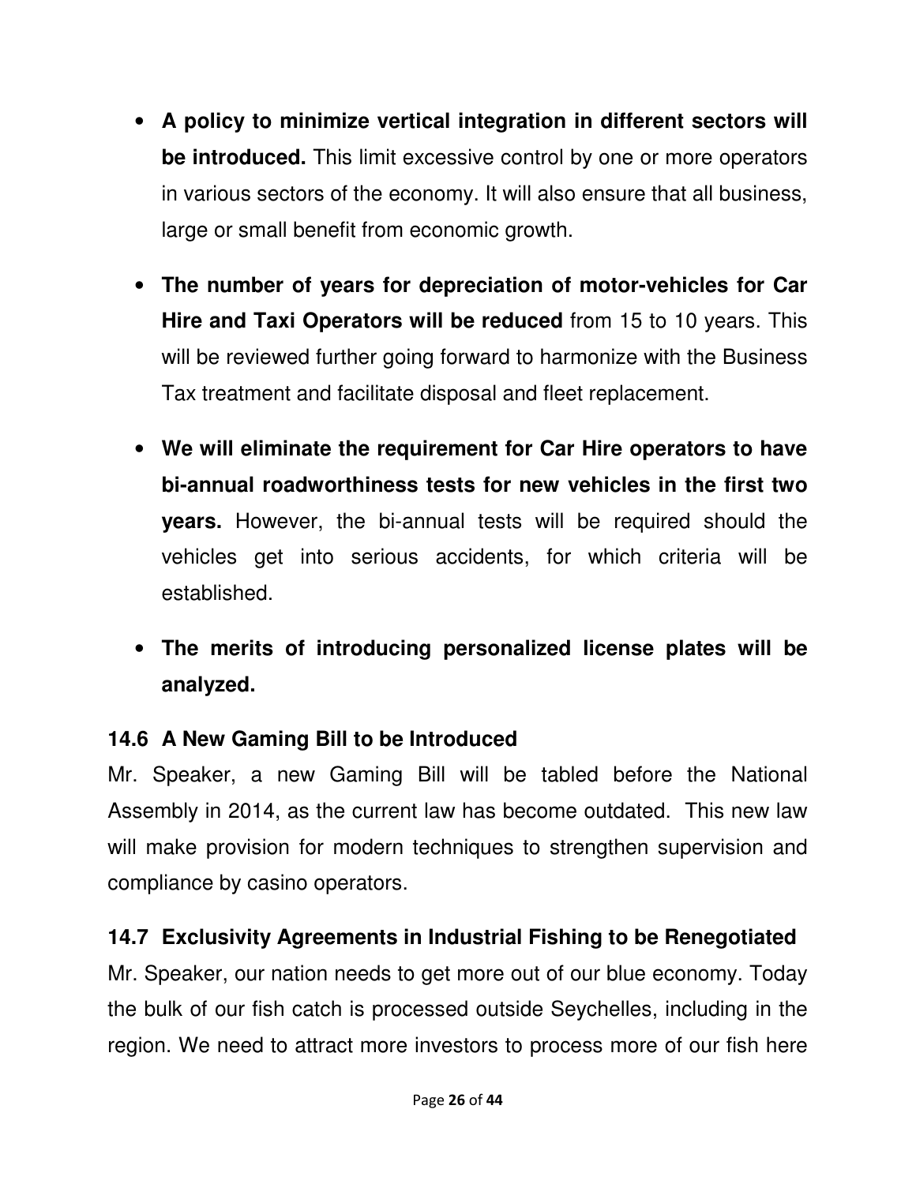- **A policy to minimize vertical integration in different sectors will be introduced.** This limit excessive control by one or more operators in various sectors of the economy. It will also ensure that all business, large or small benefit from economic growth.

- **The number of years for depreciation of motor-vehicles for Car Hire and Taxi Operators will be reduced** from 15 to 10 years. This will be reviewed further going forward to harmonize with the Business Tax treatment and facilitate disposal and fleet replacement.

- **We will eliminate the requirement for Car Hire operators to have bi-annual roadworthiness tests for new vehicles in the first two years.** However, the bi-annual tests will be required should the vehicles get into serious accidents, for which criteria will be established.

- **The merits of introducing personalized license plates will be analyzed.**

### 14.6 A New Gaming Bill to be Introduced

Mr. Speaker, a new Gaming Bill will be tabled before the National Assembly in 2014, as the current law has become outdated. This new law will make provision for modern techniques to strengthen supervision and compliance by casino operators.

### 14.7 Exclusivity Agreements in Industrial Fishing to be Renegotiated

Mr. Speaker, our nation needs to get more out of our blue economy. Today the bulk of our fish catch is processed outside Seychelles, including in the region. We need to attract more investors to process more of our fish here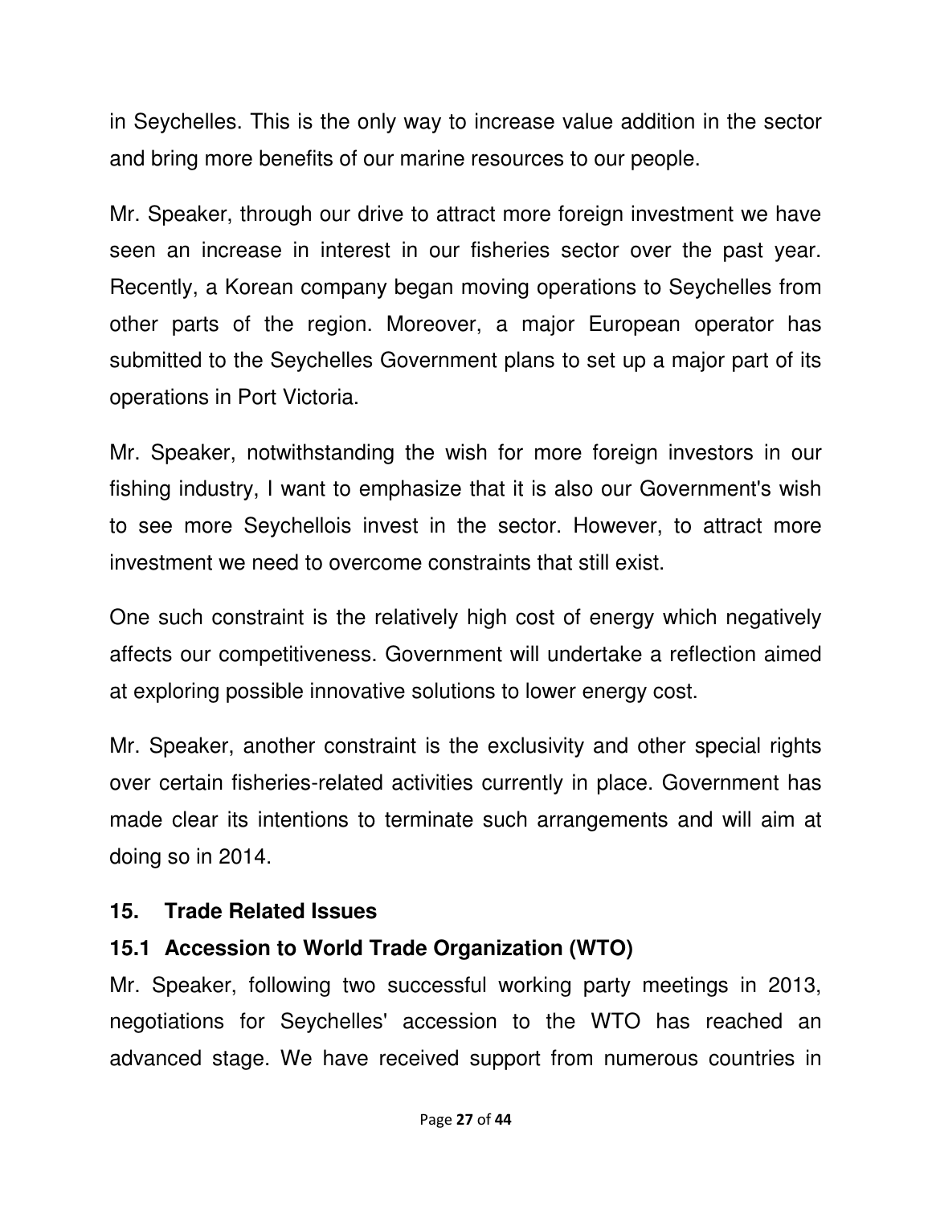in Seychelles. This is the only way to increase value addition in the sector and bring more benefits of our marine resources to our people.

Mr. Speaker, through our drive to attract more foreign investment we have seen an increase in interest in our fisheries sector over the past year. Recently, a Korean company began moving operations to Seychelles from other parts of the region. Moreover, a major European operator has submitted to the Seychelles Government plans to set up a major part of its operations in Port Victoria.

Mr. Speaker, notwithstanding the wish for more foreign investors in our fishing industry, I want to emphasize that it is also our Government's wish to see more Seychellois invest in the sector. However, to attract more investment we need to overcome constraints that still exist.

One such constraint is the relatively high cost of energy which negatively affects our competitiveness. Government will undertake a reflection aimed at exploring possible innovative solutions to lower energy cost.

Mr. Speaker, another constraint is the exclusivity and other special rights over certain fisheries-related activities currently in place. Government has made clear its intentions to terminate such arrangements and will aim at doing so in 2014.

## 15. Trade Related Issues

### 15.1 Accession to World Trade Organization (WTO)

Mr. Speaker, following two successful working party meetings in 2013, negotiations for Seychelles' accession to the WTO has reached an advanced stage. We have received support from numerous countries in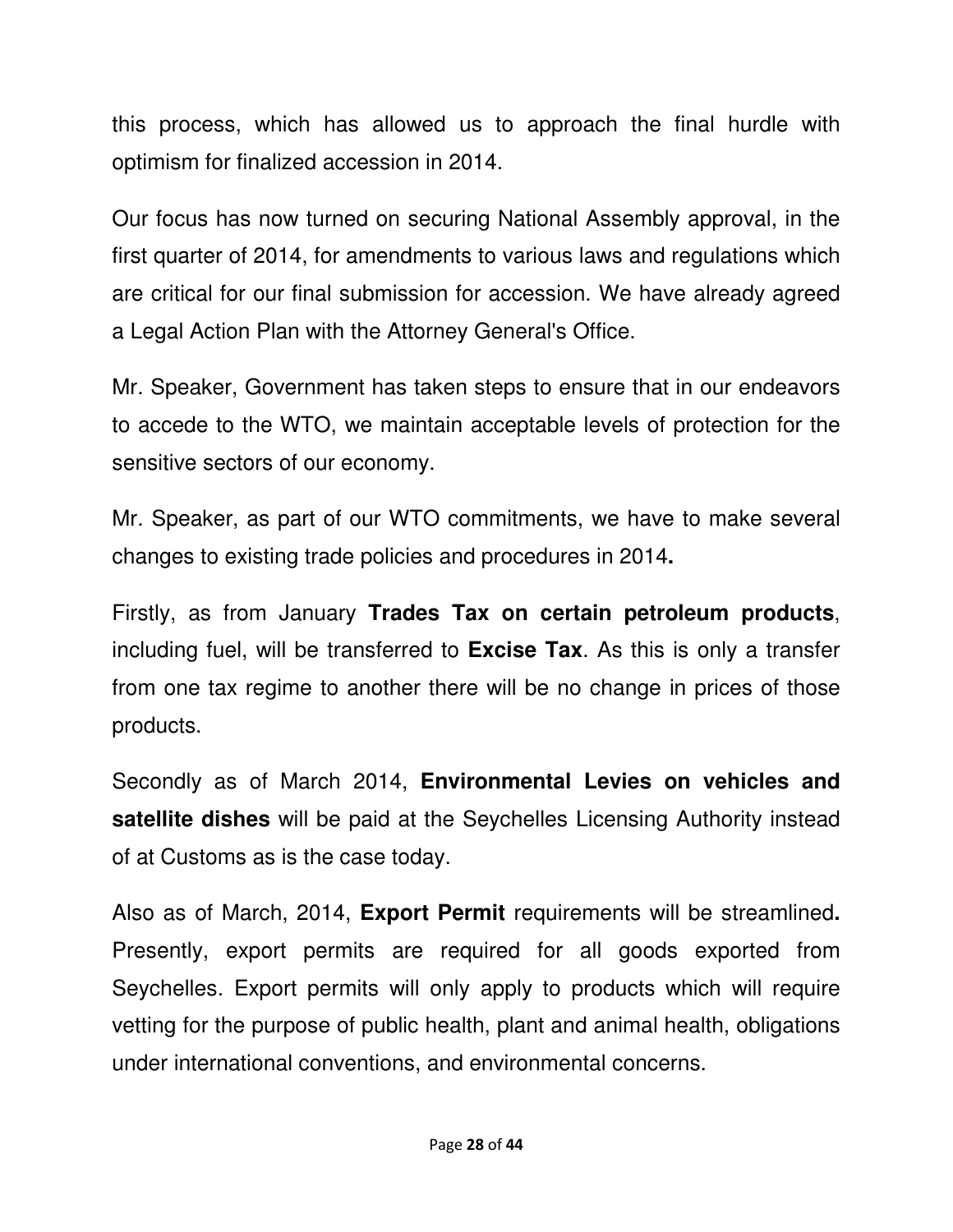this process, which has allowed us to approach the final hurdle with optimism for finalized accession in 2014.

Our focus has now turned on securing National Assembly approval, in the first quarter of 2014, for amendments to various laws and regulations which are critical for our final submission for accession. We have already agreed a Legal Action Plan with the Attorney General's Office.

Mr. Speaker, Government has taken steps to ensure that in our endeavors to accede to the WTO, we maintain acceptable levels of protection for the sensitive sectors of our economy.

Mr. Speaker, as part of our WTO commitments, we have to make several changes to existing trade policies and procedures in 2014**.**

Firstly, as from January **Trades Tax on certain petroleum products**, including fuel, will be transferred to **Excise Tax**. As this is only a transfer from one tax regime to another there will be no change in prices of those products.

Secondly as of March 2014, **Environmental Levies on vehicles and satellite dishes** will be paid at the Seychelles Licensing Authority instead of at Customs as is the case today.

Also as of March, 2014, **Export Permit** requirements will be streamlined**.** Presently, export permits are required for all goods exported from Seychelles. Export permits will only apply to products which will require vetting for the purpose of public health, plant and animal health, obligations under international conventions, and environmental concerns.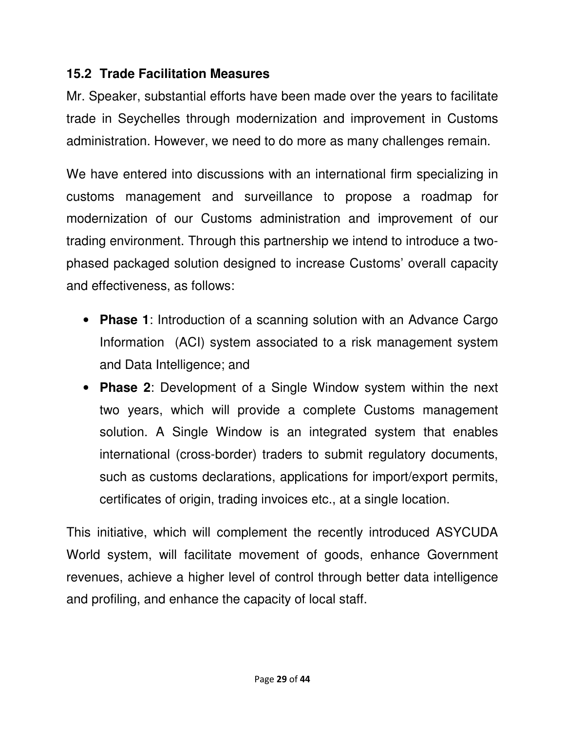### 15.2 Trade Facilitation Measures

Mr. Speaker, substantial efforts have been made over the years to facilitate trade in Seychelles through modernization and improvement in Customs administration. However, we need to do more as many challenges remain.

We have entered into discussions with an international firm specializing in customs management and surveillance to propose a roadmap for modernization of our Customs administration and improvement of our trading environment. Through this partnership we intend to introduce a two-phased packaged solution designed to increase Customs' overall capacity and effectiveness, as follows:

- **Phase 1**: Introduction of a scanning solution with an Advance Cargo Information (ACI) system associated to a risk management system and Data Intelligence; and
- **Phase 2**: Development of a Single Window system within the next two years, which will provide a complete Customs management solution. A Single Window is an integrated system that enables international (cross-border) traders to submit regulatory documents, such as customs declarations, applications for import/export permits, certificates of origin, trading invoices etc., at a single location.

This initiative, which will complement the recently introduced ASYCUDA World system, will facilitate movement of goods, enhance Government revenues, achieve a higher level of control through better data intelligence and profiling, and enhance the capacity of local staff.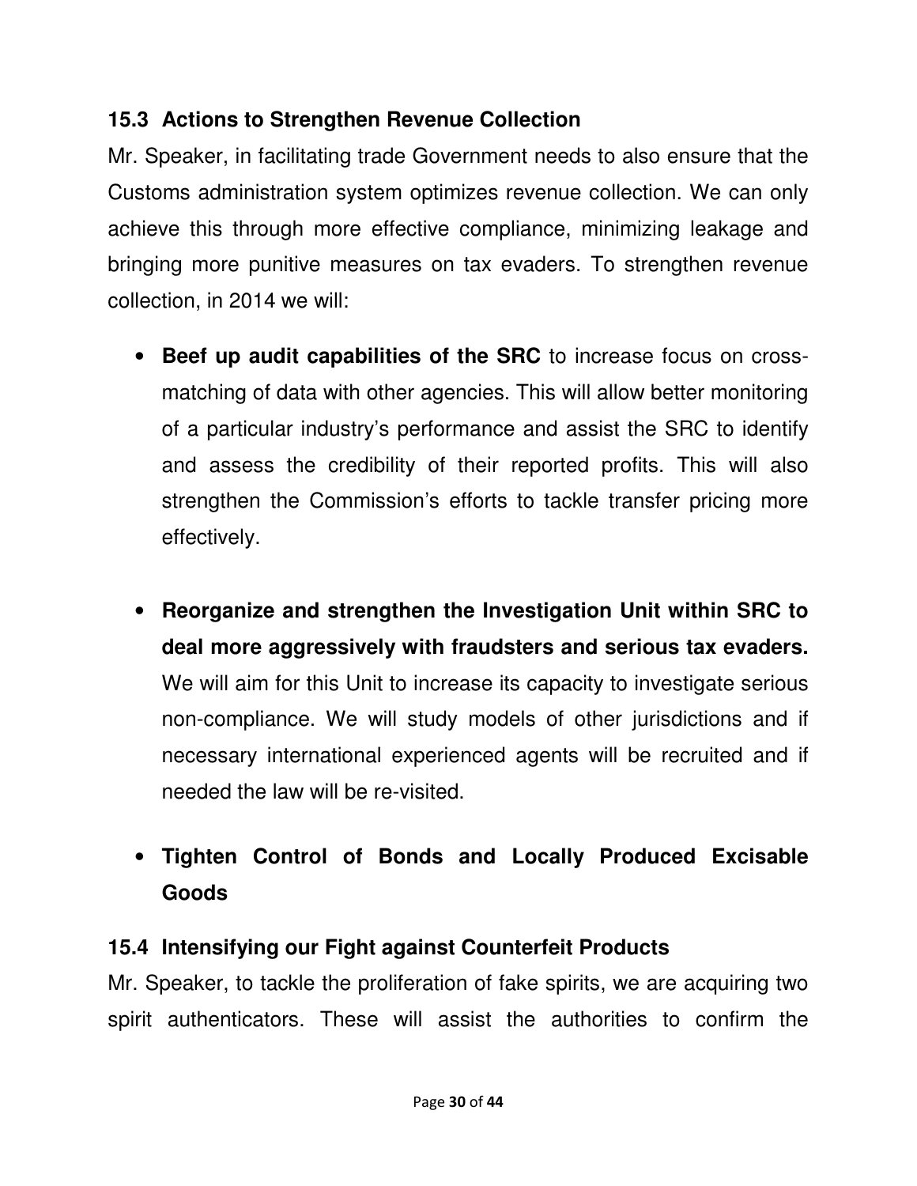### 15.3 Actions to Strengthen Revenue Collection

Mr. Speaker, in facilitating trade Government needs to also ensure that the Customs administration system optimizes revenue collection. We can only achieve this through more effective compliance, minimizing leakage and bringing more punitive measures on tax evaders. To strengthen revenue collection, in 2014 we will:

- **Beef up audit capabilities of the SRC** to increase focus on cross-matching of data with other agencies. This will allow better monitoring of a particular industry's performance and assist the SRC to identify and assess the credibility of their reported profits. This will also strengthen the Commission's efforts to tackle transfer pricing more effectively.

- **Reorganize and strengthen the Investigation Unit within SRC to deal more aggressively with fraudsters and serious tax evaders.** We will aim for this Unit to increase its capacity to investigate serious non-compliance. We will study models of other jurisdictions and if necessary international experienced agents will be recruited and if needed the law will be re-visited.

- **Tighten Control of Bonds and Locally Produced Excisable Goods**

### 15.4 Intensifying our Fight against Counterfeit Products

Mr. Speaker, to tackle the proliferation of fake spirits, we are acquiring two spirit authenticators. These will assist the authorities to confirm the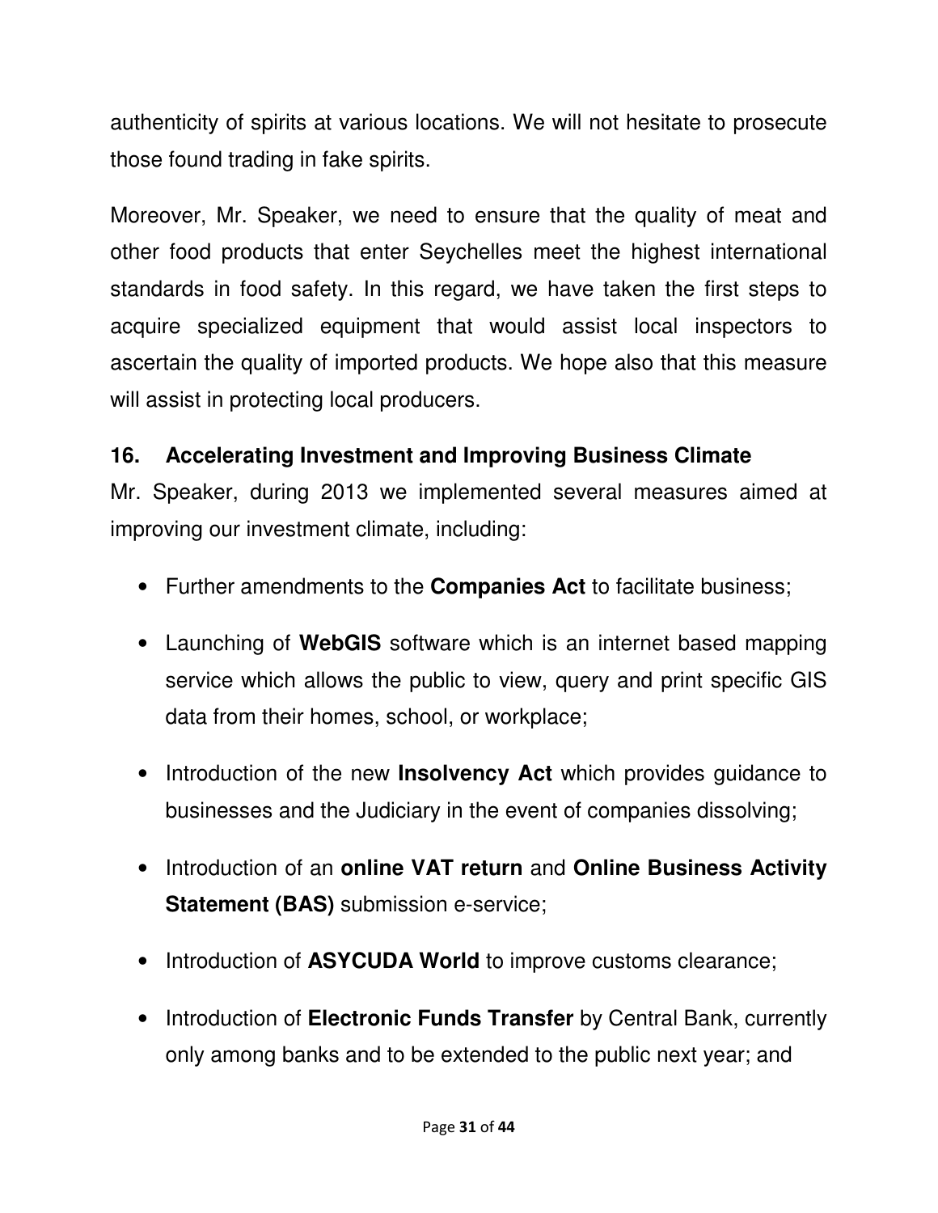authenticity of spirits at various locations. We will not hesitate to prosecute those found trading in fake spirits.

Moreover, Mr. Speaker, we need to ensure that the quality of meat and other food products that enter Seychelles meet the highest international standards in food safety. In this regard, we have taken the first steps to acquire specialized equipment that would assist local inspectors to ascertain the quality of imported products. We hope also that this measure will assist in protecting local producers.

### 16. Accelerating Investment and Improving Business Climate

Mr. Speaker, during 2013 we implemented several measures aimed at improving our investment climate, including:

- Further amendments to the **Companies Act** to facilitate business;
- Launching of **WebGIS** software which is an internet based mapping service which allows the public to view, query and print specific GIS data from their homes, school, or workplace;
- Introduction of the new **Insolvency Act** which provides guidance to businesses and the Judiciary in the event of companies dissolving;
- Introduction of an **online VAT return** and **Online Business Activity Statement (BAS)** submission e-service;
- Introduction of **ASYCUDA World** to improve customs clearance;
- Introduction of **Electronic Funds Transfer** by Central Bank, currently only among banks and to be extended to the public next year; and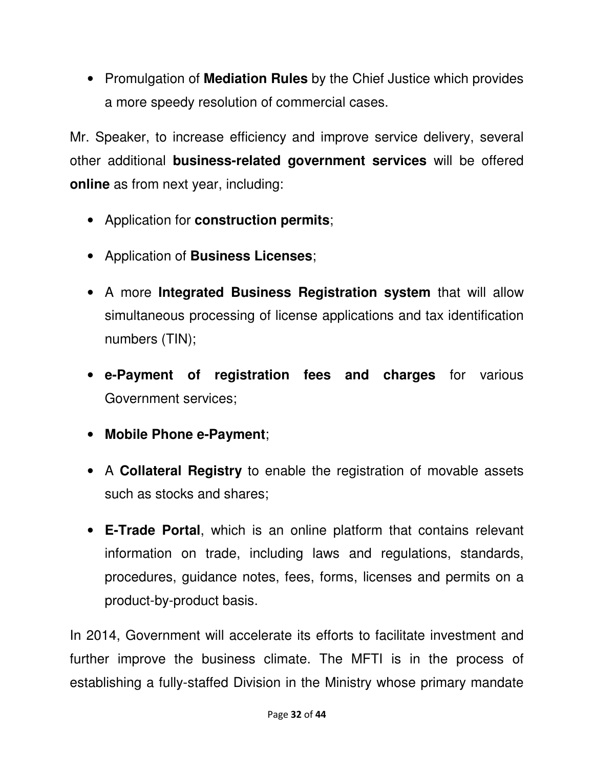- Promulgation of **Mediation Rules** by the Chief Justice which provides a more speedy resolution of commercial cases.

Mr. Speaker, to increase efficiency and improve service delivery, several other additional **business-related government services** will be offered **online** as from next year, including:

- Application for **construction permits**;
- Application of **Business Licenses**;
- A more **Integrated Business Registration system** that will allow simultaneous processing of license applications and tax identification numbers (TIN);
- **e-Payment of registration fees and charges** for various Government services;
- **Mobile Phone e-Payment**;
- A **Collateral Registry** to enable the registration of movable assets such as stocks and shares;
- **E-Trade Portal**, which is an online platform that contains relevant information on trade, including laws and regulations, standards, procedures, guidance notes, fees, forms, licenses and permits on a product-by-product basis.

In 2014, Government will accelerate its efforts to facilitate investment and further improve the business climate. The MFTI is in the process of establishing a fully-staffed Division in the Ministry whose primary mandate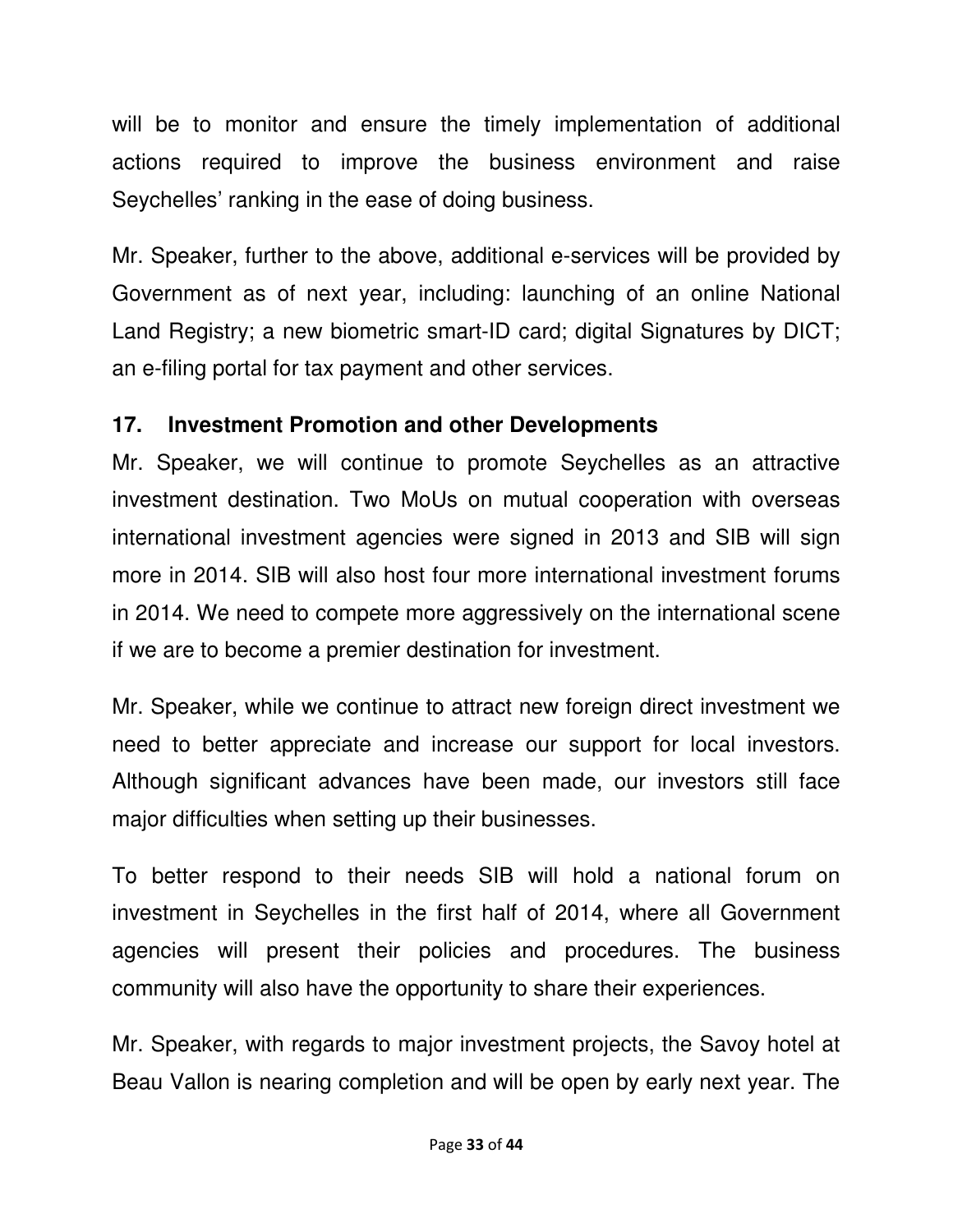will be to monitor and ensure the timely implementation of additional actions required to improve the business environment and raise Seychelles' ranking in the ease of doing business.

Mr. Speaker, further to the above, additional e-services will be provided by Government as of next year, including: launching of an online National Land Registry; a new biometric smart-ID card; digital Signatures by DICT; an e-filing portal for tax payment and other services.

## 17. Investment Promotion and other Developments

Mr. Speaker, we will continue to promote Seychelles as an attractive investment destination. Two MoUs on mutual cooperation with overseas international investment agencies were signed in 2013 and SIB will sign more in 2014. SIB will also host four more international investment forums in 2014. We need to compete more aggressively on the international scene if we are to become a premier destination for investment.

Mr. Speaker, while we continue to attract new foreign direct investment we need to better appreciate and increase our support for local investors. Although significant advances have been made, our investors still face major difficulties when setting up their businesses.

To better respond to their needs SIB will hold a national forum on investment in Seychelles in the first half of 2014, where all Government agencies will present their policies and procedures. The business community will also have the opportunity to share their experiences.

Mr. Speaker, with regards to major investment projects, the Savoy hotel at Beau Vallon is nearing completion and will be open by early next year. The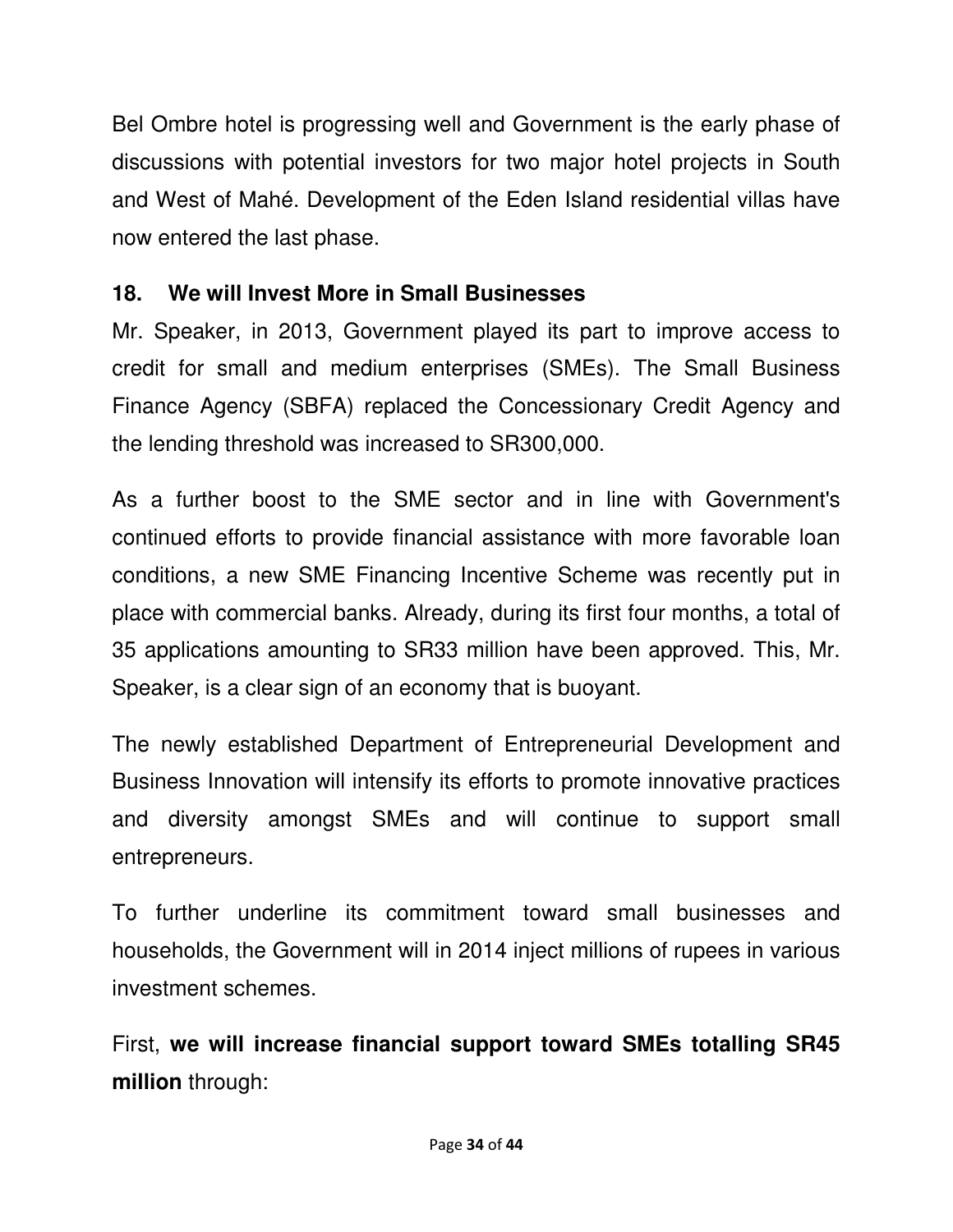Bel Ombre hotel is progressing well and Government is the early phase of discussions with potential investors for two major hotel projects in South and West of Mahé. Development of the Eden Island residential villas have now entered the last phase.

## 18. We will Invest More in Small Businesses

Mr. Speaker, in 2013, Government played its part to improve access to credit for small and medium enterprises (SMEs). The Small Business Finance Agency (SBFA) replaced the Concessionary Credit Agency and the lending threshold was increased to SR300,000.

As a further boost to the SME sector and in line with Government's continued efforts to provide financial assistance with more favorable loan conditions, a new SME Financing Incentive Scheme was recently put in place with commercial banks. Already, during its first four months, a total of 35 applications amounting to SR33 million have been approved. This, Mr. Speaker, is a clear sign of an economy that is buoyant.

The newly established Department of Entrepreneurial Development and Business Innovation will intensify its efforts to promote innovative practices and diversity amongst SMEs and will continue to support small entrepreneurs.

To further underline its commitment toward small businesses and households, the Government will in 2014 inject millions of rupees in various investment schemes.

First, **we will increase financial support toward SMEs totalling SR45 million** through: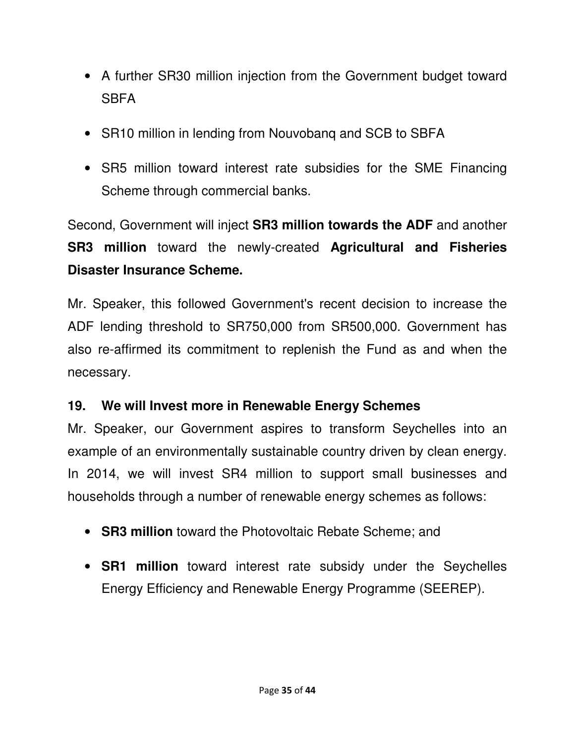- A further SR30 million injection from the Government budget toward SBFA
- SR10 million in lending from Nouvobanq and SCB to SBFA
- SR5 million toward interest rate subsidies for the SME Financing Scheme through commercial banks.

Second, Government will inject **SR3 million towards the ADF** and another **SR3 million** toward the newly-created **Agricultural and Fisheries Disaster Insurance Scheme.**

Mr. Speaker, this followed Government's recent decision to increase the ADF lending threshold to SR750,000 from SR500,000. Government has also re-affirmed its commitment to replenish the Fund as and when the necessary.

### 19. We will Invest more in Renewable Energy Schemes

Mr. Speaker, our Government aspires to transform Seychelles into an example of an environmentally sustainable country driven by clean energy. In 2014, we will invest SR4 million to support small businesses and households through a number of renewable energy schemes as follows:

- **SR3 million** toward the Photovoltaic Rebate Scheme; and
- **SR1 million** toward interest rate subsidy under the Seychelles Energy Efficiency and Renewable Energy Programme (SEEREP).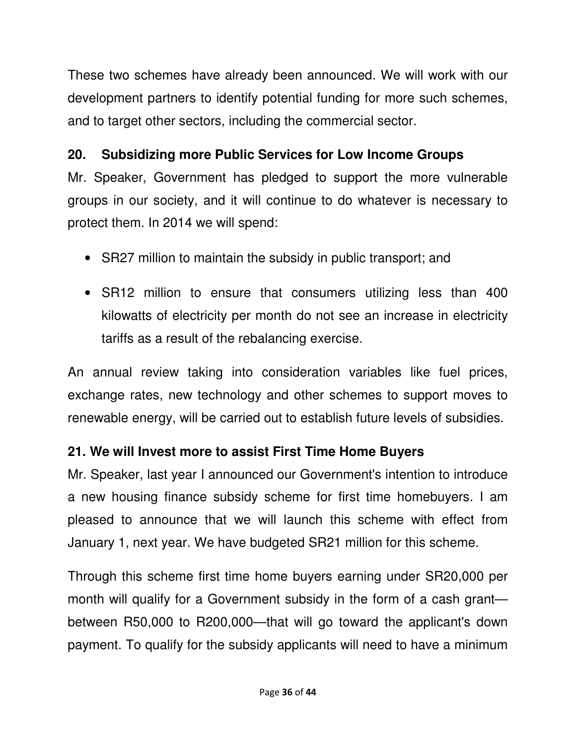These two schemes have already been announced. We will work with our development partners to identify potential funding for more such schemes, and to target other sectors, including the commercial sector.

## 20. Subsidizing more Public Services for Low Income Groups

Mr. Speaker, Government has pledged to support the more vulnerable groups in our society, and it will continue to do whatever is necessary to protect them. In 2014 we will spend:

- SR27 million to maintain the subsidy in public transport; and
- SR12 million to ensure that consumers utilizing less than 400 kilowatts of electricity per month do not see an increase in electricity tariffs as a result of the rebalancing exercise.

An annual review taking into consideration variables like fuel prices, exchange rates, new technology and other schemes to support moves to renewable energy, will be carried out to establish future levels of subsidies.

## 21. We will Invest more to assist First Time Home Buyers

Mr. Speaker, last year I announced our Government's intention to introduce a new housing finance subsidy scheme for first time homebuyers. I am pleased to announce that we will launch this scheme with effect from January 1, next year. We have budgeted SR21 million for this scheme.

Through this scheme first time home buyers earning under SR20,000 per month will qualify for a Government subsidy in the form of a cash grant—between R50,000 to R200,000—that will go toward the applicant's down payment. To qualify for the subsidy applicants will need to have a minimum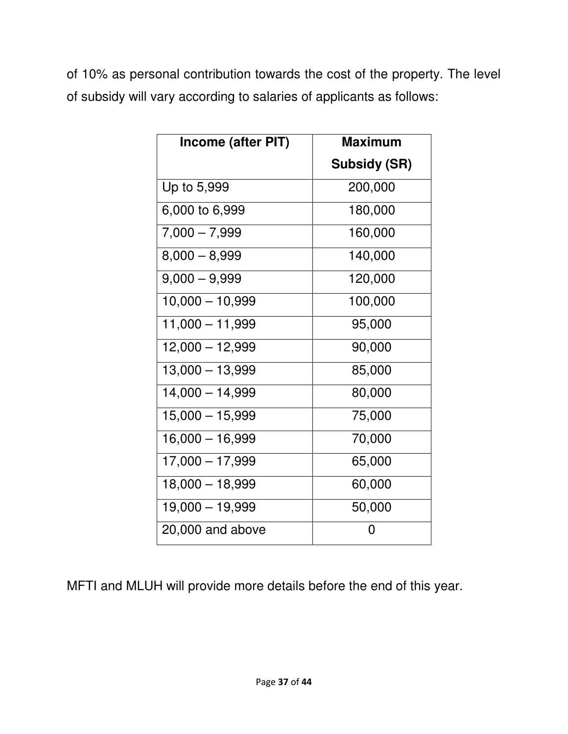of 10% as personal contribution towards the cost of the property. The level of subsidy will vary according to salaries of applicants as follows:

| Income (after PIT) | Maximum Subsidy (SR) |
|---|---|
| Up to 5,999 | 200,000 |
| 6,000 to 6,999 | 180,000 |
| 7,000 – 7,999 | 160,000 |
| 8,000 – 8,999 | 140,000 |
| 9,000 – 9,999 | 120,000 |
| 10,000 – 10,999 | 100,000 |
| 11,000 – 11,999 | 95,000 |
| 12,000 – 12,999 | 90,000 |
| 13,000 – 13,999 | 85,000 |
| 14,000 – 14,999 | 80,000 |
| 15,000 – 15,999 | 75,000 |
| 16,000 – 16,999 | 70,000 |
| 17,000 – 17,999 | 65,000 |
| 18,000 – 18,999 | 60,000 |
| 19,000 – 19,999 | 50,000 |
| 20,000 and above | 0 |

MFTI and MLUH will provide more details before the end of this year.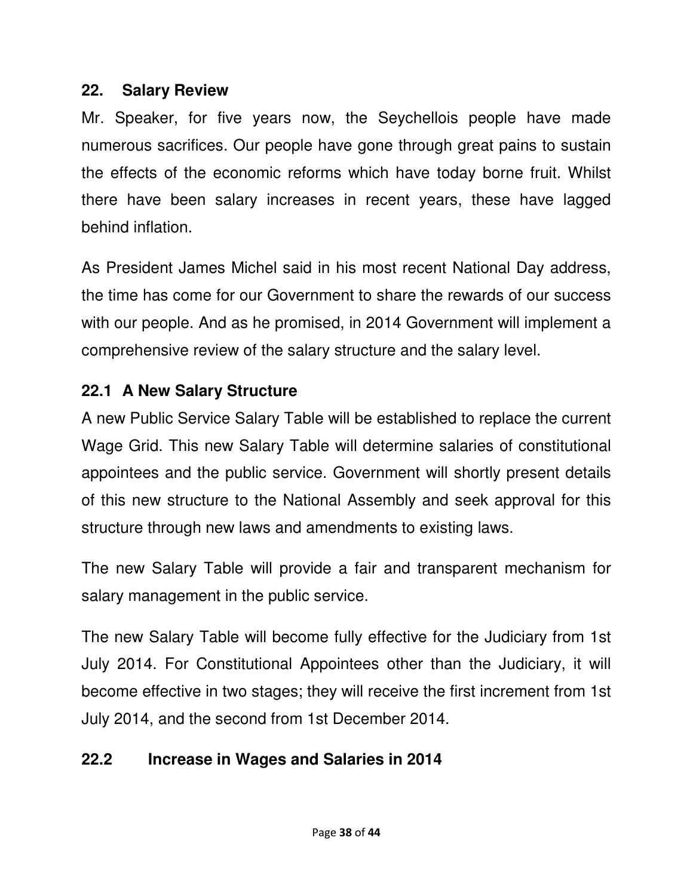## 22. Salary Review

Mr. Speaker, for five years now, the Seychellois people have made numerous sacrifices. Our people have gone through great pains to sustain the effects of the economic reforms which have today borne fruit. Whilst there have been salary increases in recent years, these have lagged behind inflation.

As President James Michel said in his most recent National Day address, the time has come for our Government to share the rewards of our success with our people. And as he promised, in 2014 Government will implement a comprehensive review of the salary structure and the salary level.

### 22.1 A New Salary Structure

A new Public Service Salary Table will be established to replace the current Wage Grid. This new Salary Table will determine salaries of constitutional appointees and the public service. Government will shortly present details of this new structure to the National Assembly and seek approval for this structure through new laws and amendments to existing laws.

The new Salary Table will provide a fair and transparent mechanism for salary management in the public service.

The new Salary Table will become fully effective for the Judiciary from 1st July 2014. For Constitutional Appointees other than the Judiciary, it will become effective in two stages; they will receive the first increment from 1st July 2014, and the second from 1st December 2014.

### 22.2 Increase in Wages and Salaries in 2014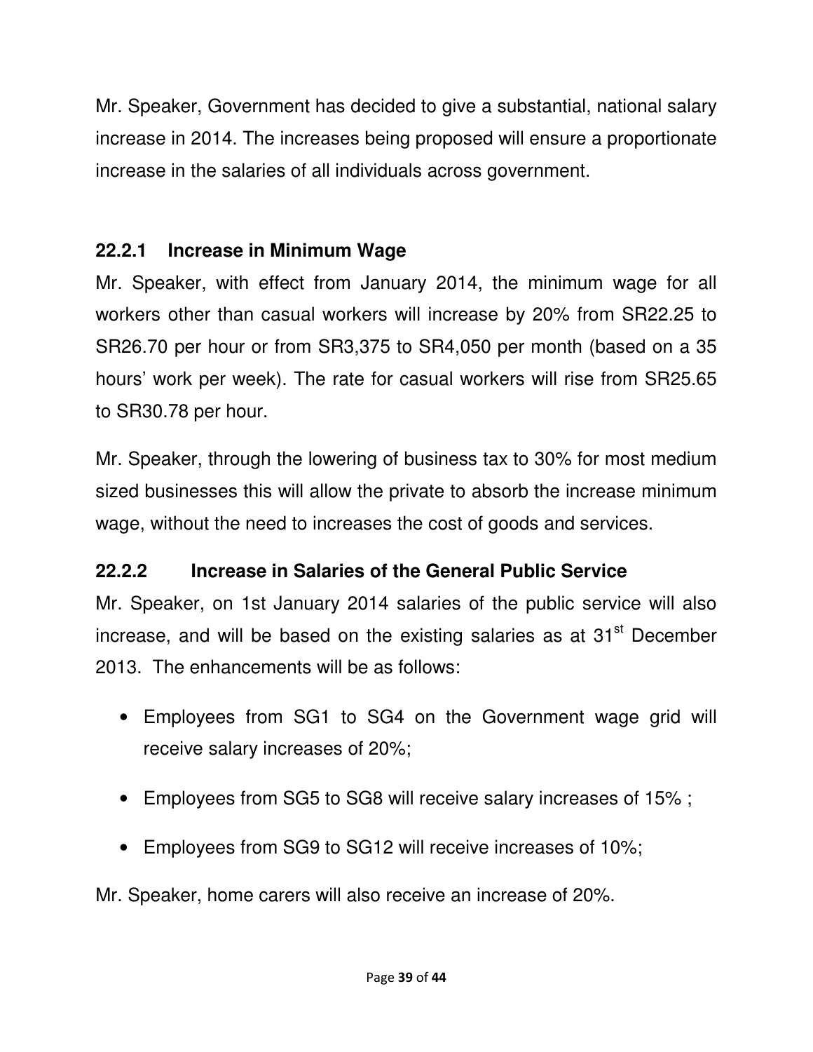Mr. Speaker, Government has decided to give a substantial, national salary increase in 2014. The increases being proposed will ensure a proportionate increase in the salaries of all individuals across government.

### 22.2.1 Increase in Minimum Wage

Mr. Speaker, with effect from January 2014, the minimum wage for all workers other than casual workers will increase by 20% from SR22.25 to SR26.70 per hour or from SR3,375 to SR4,050 per month (based on a 35 hours' work per week). The rate for casual workers will rise from SR25.65 to SR30.78 per hour.

Mr. Speaker, through the lowering of business tax to 30% for most medium sized businesses this will allow the private to absorb the increase minimum wage, without the need to increases the cost of goods and services.

### 22.2.2 Increase in Salaries of the General Public Service

Mr. Speaker, on 1st January 2014 salaries of the public service will also increase, and will be based on the existing salaries as at 31st December 2013. The enhancements will be as follows:

- Employees from SG1 to SG4 on the Government wage grid will receive salary increases of 20%;
- Employees from SG5 to SG8 will receive salary increases of 15% ;
- Employees from SG9 to SG12 will receive increases of 10%;

Mr. Speaker, home carers will also receive an increase of 20%.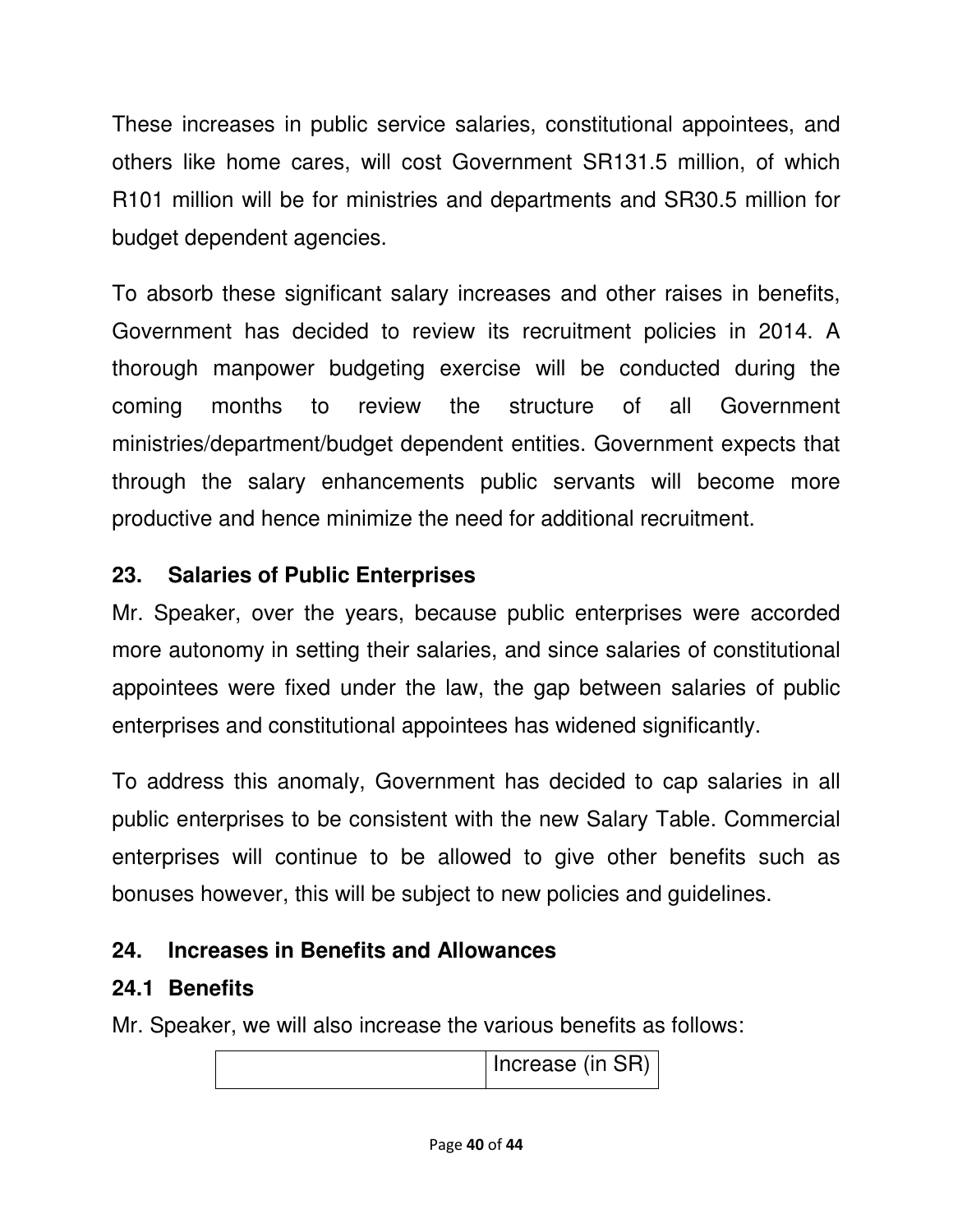These increases in public service salaries, constitutional appointees, and others like home cares, will cost Government SR131.5 million, of which R101 million will be for ministries and departments and SR30.5 million for budget dependent agencies.

To absorb these significant salary increases and other raises in benefits, Government has decided to review its recruitment policies in 2014. A thorough manpower budgeting exercise will be conducted during the coming months to review the structure of all Government ministries/department/budget dependent entities. Government expects that through the salary enhancements public servants will become more productive and hence minimize the need for additional recruitment.

## 23. Salaries of Public Enterprises

Mr. Speaker, over the years, because public enterprises were accorded more autonomy in setting their salaries, and since salaries of constitutional appointees were fixed under the law, the gap between salaries of public enterprises and constitutional appointees has widened significantly.

To address this anomaly, Government has decided to cap salaries in all public enterprises to be consistent with the new Salary Table. Commercial enterprises will continue to be allowed to give other benefits such as bonuses however, this will be subject to new policies and guidelines.

## 24. Increases in Benefits and Allowances

### 24.1 Benefits

Mr. Speaker, we will also increase the various benefits as follows:

| | Increase (in SR) |
|---|---|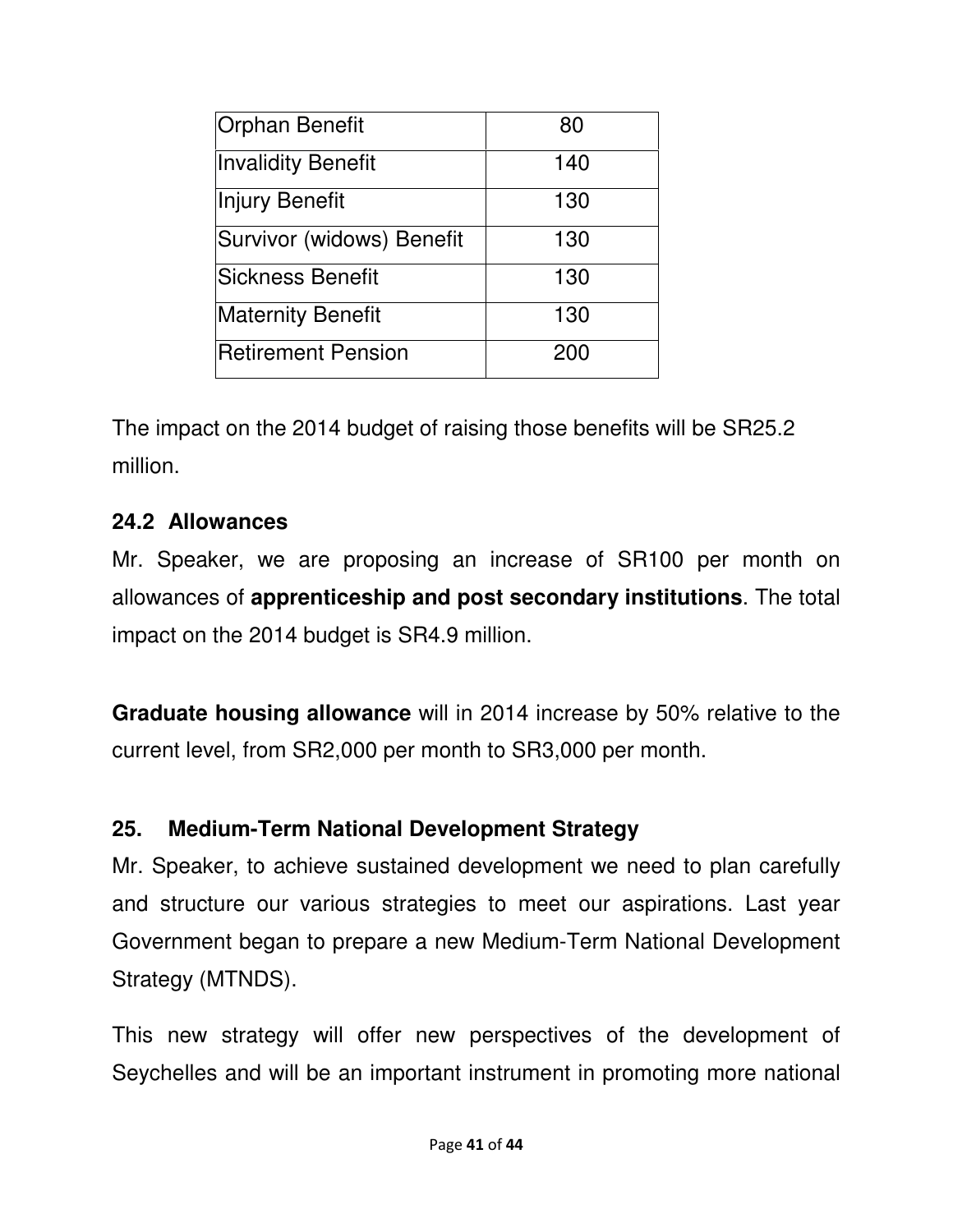| Orphan Benefit | 80 |
|---|---|
| Invalidity Benefit | 140 |
| Injury Benefit | 130 |
| Survivor (widows) Benefit | 130 |
| Sickness Benefit | 130 |
| Maternity Benefit | 130 |
| Retirement Pension | 200 |

The impact on the 2014 budget of raising those benefits will be SR25.2 million.

### 24.2 Allowances

Mr. Speaker, we are proposing an increase of SR100 per month on allowances of **apprenticeship and post secondary institutions**. The total impact on the 2014 budget is SR4.9 million.

**Graduate housing allowance** will in 2014 increase by 50% relative to the current level, from SR2,000 per month to SR3,000 per month.

## 25. Medium-Term National Development Strategy

Mr. Speaker, to achieve sustained development we need to plan carefully and structure our various strategies to meet our aspirations. Last year Government began to prepare a new Medium-Term National Development Strategy (MTNDS).

This new strategy will offer new perspectives of the development of Seychelles and will be an important instrument in promoting more national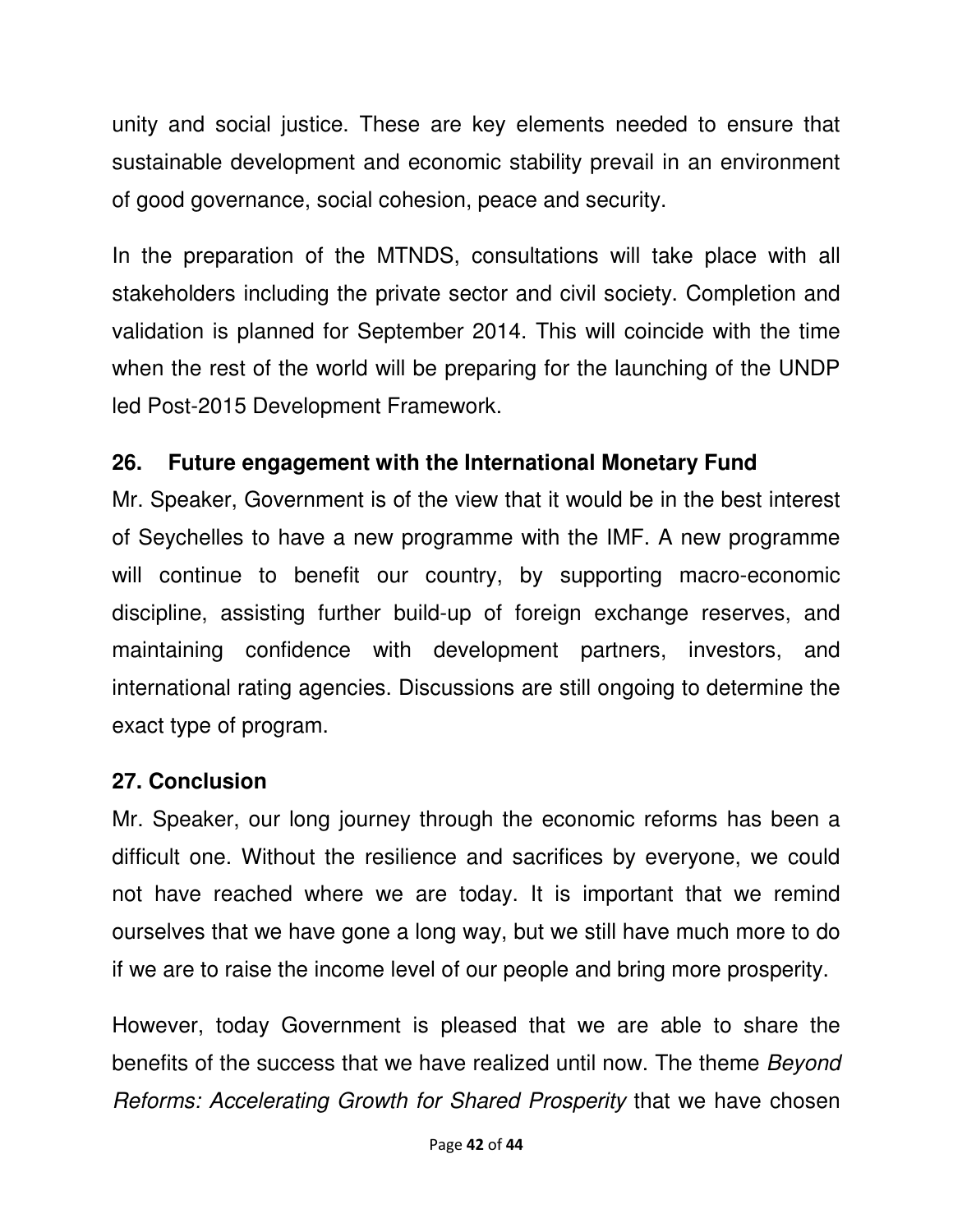unity and social justice. These are key elements needed to ensure that sustainable development and economic stability prevail in an environment of good governance, social cohesion, peace and security.

In the preparation of the MTNDS, consultations will take place with all stakeholders including the private sector and civil society. Completion and validation is planned for September 2014. This will coincide with the time when the rest of the world will be preparing for the launching of the UNDP led Post-2015 Development Framework.

## 26. Future engagement with the International Monetary Fund

Mr. Speaker, Government is of the view that it would be in the best interest of Seychelles to have a new programme with the IMF. A new programme will continue to benefit our country, by supporting macro-economic discipline, assisting further build-up of foreign exchange reserves, and maintaining confidence with development partners, investors, and international rating agencies. Discussions are still ongoing to determine the exact type of program.

## 27. Conclusion

Mr. Speaker, our long journey through the economic reforms has been a difficult one. Without the resilience and sacrifices by everyone, we could not have reached where we are today. It is important that we remind ourselves that we have gone a long way, but we still have much more to do if we are to raise the income level of our people and bring more prosperity.

However, today Government is pleased that we are able to share the benefits of the success that we have realized until now. The theme *Beyond Reforms: Accelerating Growth for Shared Prosperity* that we have chosen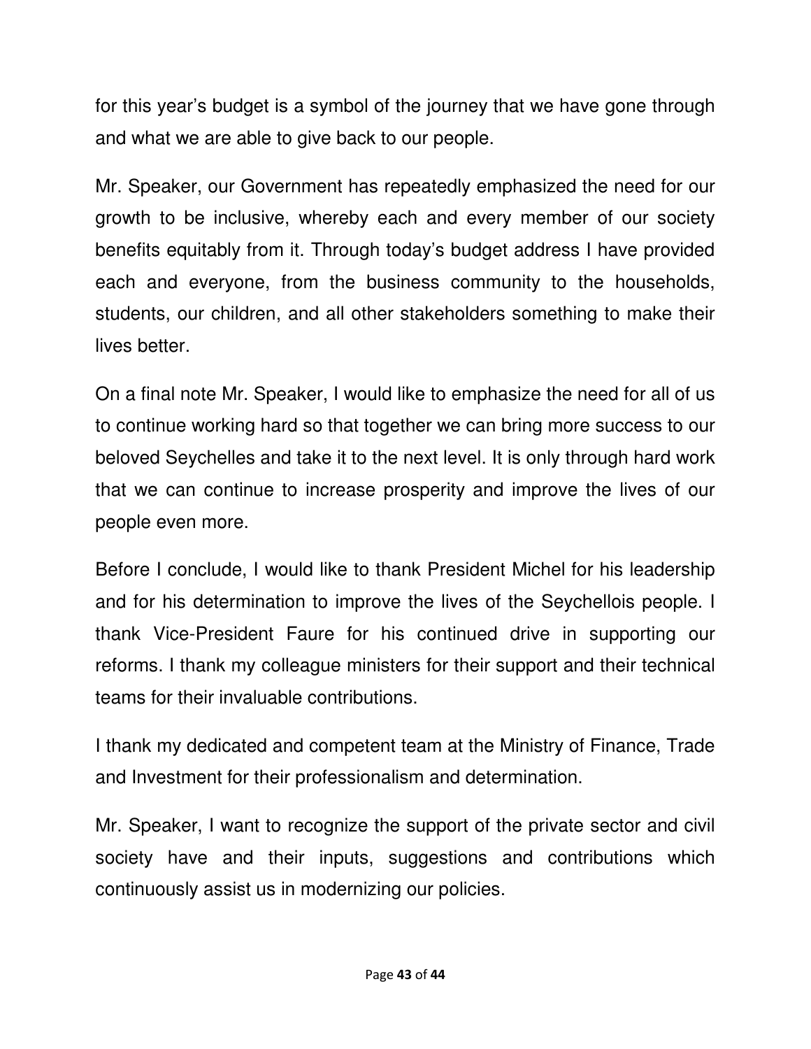for this year's budget is a symbol of the journey that we have gone through and what we are able to give back to our people.

Mr. Speaker, our Government has repeatedly emphasized the need for our growth to be inclusive, whereby each and every member of our society benefits equitably from it. Through today's budget address I have provided each and everyone, from the business community to the households, students, our children, and all other stakeholders something to make their lives better.

On a final note Mr. Speaker, I would like to emphasize the need for all of us to continue working hard so that together we can bring more success to our beloved Seychelles and take it to the next level. It is only through hard work that we can continue to increase prosperity and improve the lives of our people even more.

Before I conclude, I would like to thank President Michel for his leadership and for his determination to improve the lives of the Seychellois people. I thank Vice-President Faure for his continued drive in supporting our reforms. I thank my colleague ministers for their support and their technical teams for their invaluable contributions.

I thank my dedicated and competent team at the Ministry of Finance, Trade and Investment for their professionalism and determination.

Mr. Speaker, I want to recognize the support of the private sector and civil society have and their inputs, suggestions and contributions which continuously assist us in modernizing our policies.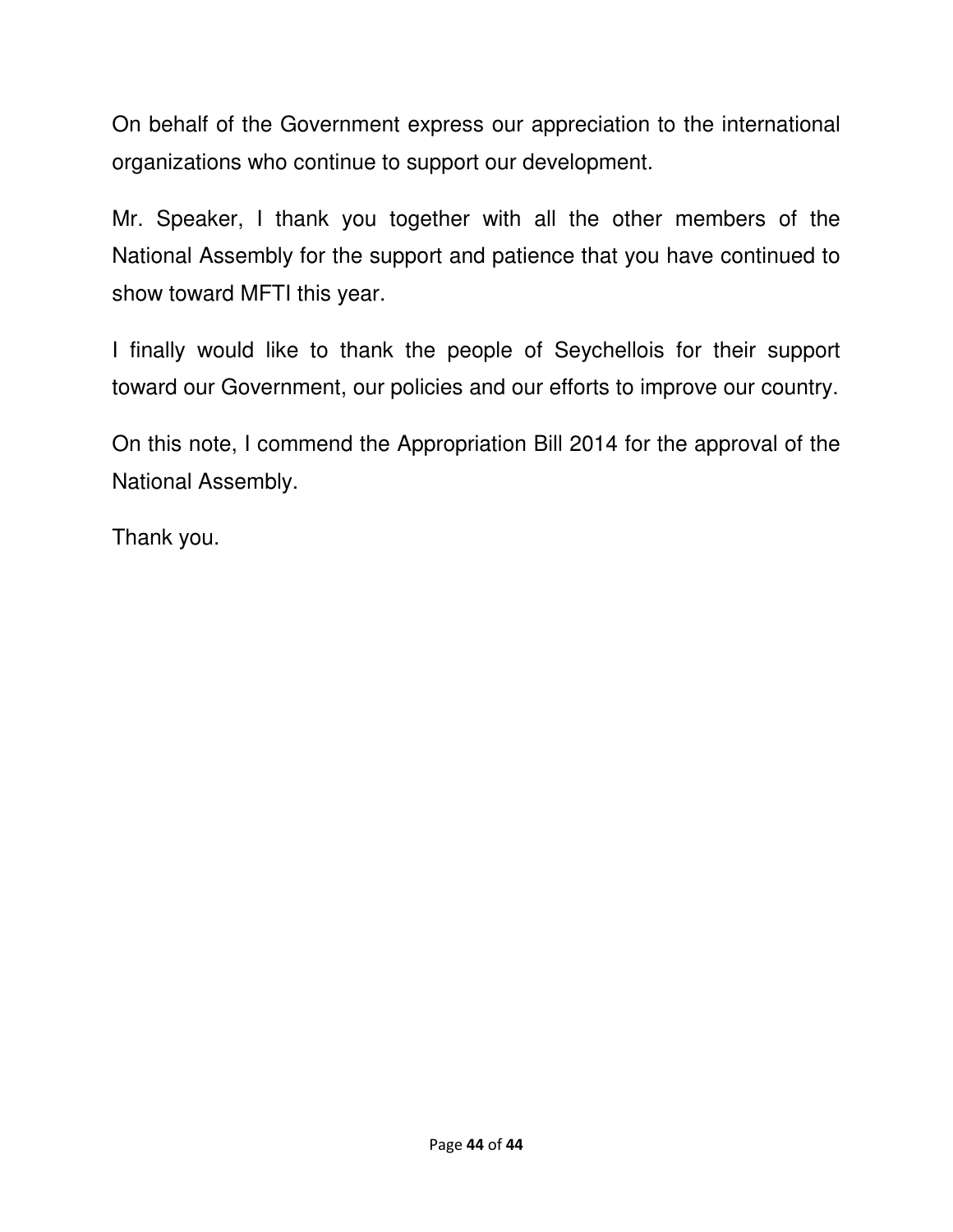On behalf of the Government express our appreciation to the international organizations who continue to support our development.

Mr. Speaker, I thank you together with all the other members of the National Assembly for the support and patience that you have continued to show toward MFTI this year.

I finally would like to thank the people of Seychellois for their support toward our Government, our policies and our efforts to improve our country.

On this note, I commend the Appropriation Bill 2014 for the approval of the National Assembly.

Thank you.